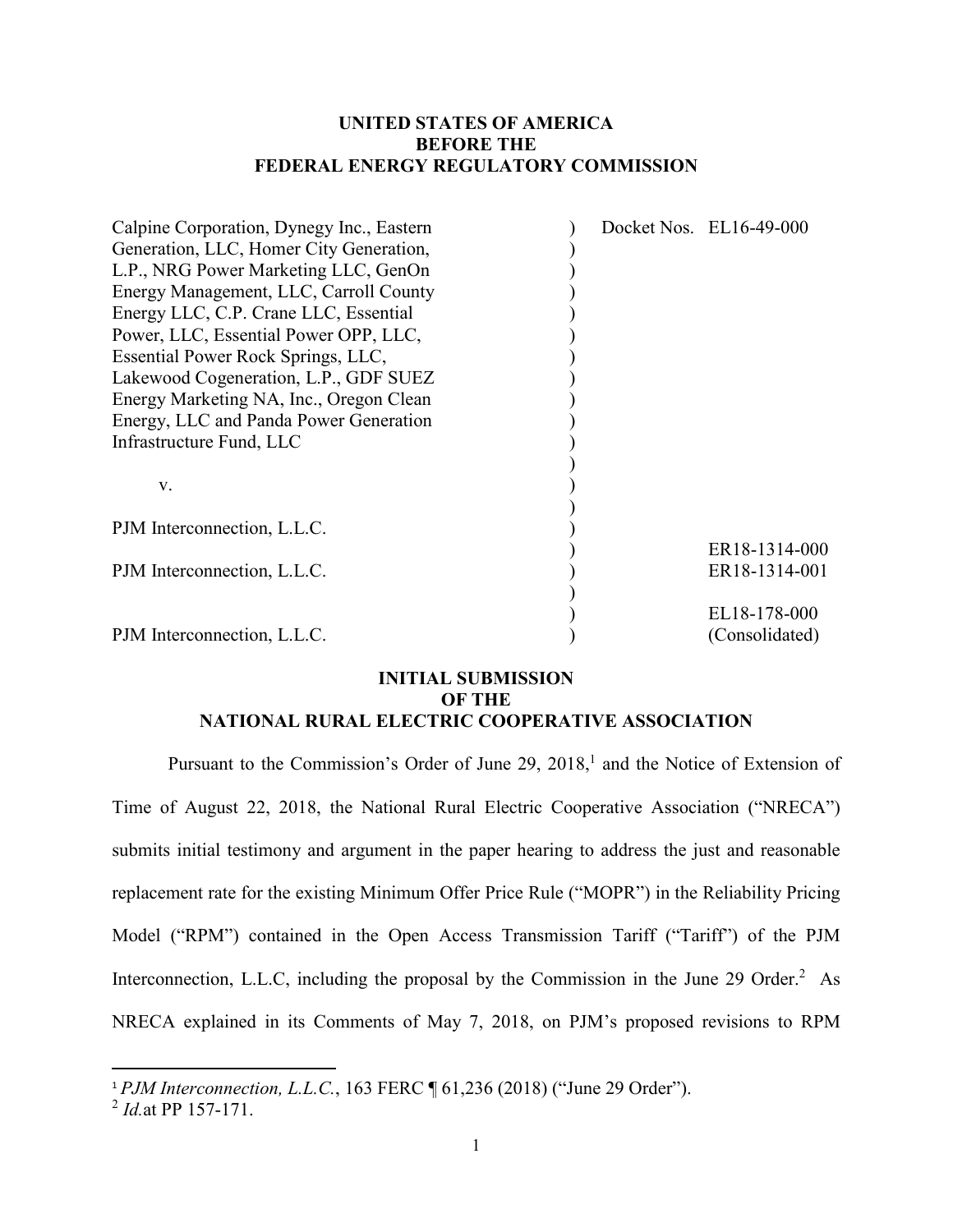**UNITED STATES OF AMERICA**
**BEFORE THE**
**FEDERAL ENERGY REGULATORY COMMISSION**

| | | |
|---|---|---|
| Calpine Corporation, Dynegy Inc., Eastern Generation, LLC, Homer City Generation, L.P., NRG Power Marketing LLC, GenOn Energy Management, LLC, Carroll County Energy LLC, C.P. Crane LLC, Essential Power, LLC, Essential Power OPP, LLC, Essential Power Rock Springs, LLC, Lakewood Cogeneration, L.P., GDF SUEZ Energy Marketing NA, Inc., Oregon Clean Energy, LLC and Panda Power Generation Infrastructure Fund, LLC | ) | Docket Nos. EL16-49-000 |
| v. | ) | |
| PJM Interconnection, L.L.C. | ) | |
| PJM Interconnection, L.L.C. | ) | ER18-1314-000<br>ER18-1314-001 |
| PJM Interconnection, L.L.C. | ) | EL18-178-000<br>(Consolidated) |

**INITIAL SUBMISSION**
**OF THE**
**NATIONAL RURAL ELECTRIC COOPERATIVE ASSOCIATION**

Pursuant to the Commission's Order of June 29, 2018,[1] and the Notice of Extension of Time of August 22, 2018, the National Rural Electric Cooperative Association ("NRECA") submits initial testimony and argument in the paper hearing to address the just and reasonable replacement rate for the existing Minimum Offer Price Rule ("MOPR") in the Reliability Pricing Model ("RPM") contained in the Open Access Transmission Tariff ("Tariff") of the PJM Interconnection, L.L.C, including the proposal by the Commission in the June 29 Order.[2] As NRECA explained in its Comments of May 7, 2018, on PJM's proposed revisions to RPM

---

[1] *PJM Interconnection, L.L.C.*, 163 FERC ¶ 61,236 (2018) ("June 29 Order").

[2] *Id.* at PP 157-171.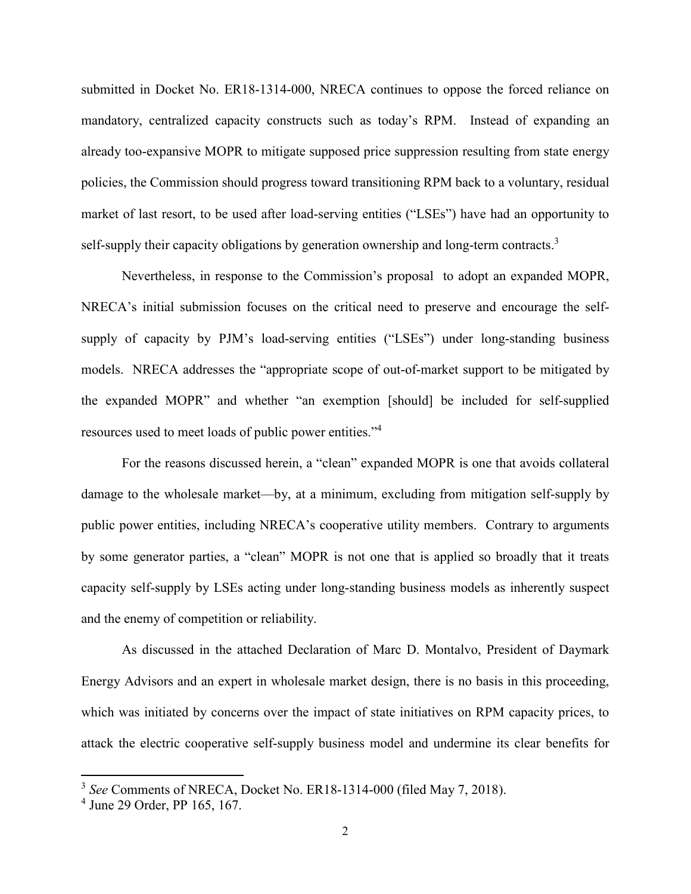submitted in Docket No. ER18-1314-000, NRECA continues to oppose the forced reliance on mandatory, centralized capacity constructs such as today's RPM. Instead of expanding an already too-expansive MOPR to mitigate supposed price suppression resulting from state energy policies, the Commission should progress toward transitioning RPM back to a voluntary, residual market of last resort, to be used after load-serving entities ("LSEs") have had an opportunity to self-supply their capacity obligations by generation ownership and long-term contracts.[3]

Nevertheless, in response to the Commission's proposal to adopt an expanded MOPR, NRECA's initial submission focuses on the critical need to preserve and encourage the self-supply of capacity by PJM's load-serving entities ("LSEs") under long-standing business models. NRECA addresses the "appropriate scope of out-of-market support to be mitigated by the expanded MOPR" and whether "an exemption [should] be included for self-supplied resources used to meet loads of public power entities."[4]

For the reasons discussed herein, a "clean" expanded MOPR is one that avoids collateral damage to the wholesale market—by, at a minimum, excluding from mitigation self-supply by public power entities, including NRECA's cooperative utility members. Contrary to arguments by some generator parties, a "clean" MOPR is not one that is applied so broadly that it treats capacity self-supply by LSEs acting under long-standing business models as inherently suspect and the enemy of competition or reliability.

As discussed in the attached Declaration of Marc D. Montalvo, President of Daymark Energy Advisors and an expert in wholesale market design, there is no basis in this proceeding, which was initiated by concerns over the impact of state initiatives on RPM capacity prices, to attack the electric cooperative self-supply business model and undermine its clear benefits for

---

[3] *See* Comments of NRECA, Docket No. ER18-1314-000 (filed May 7, 2018).

[4] June 29 Order, PP 165, 167.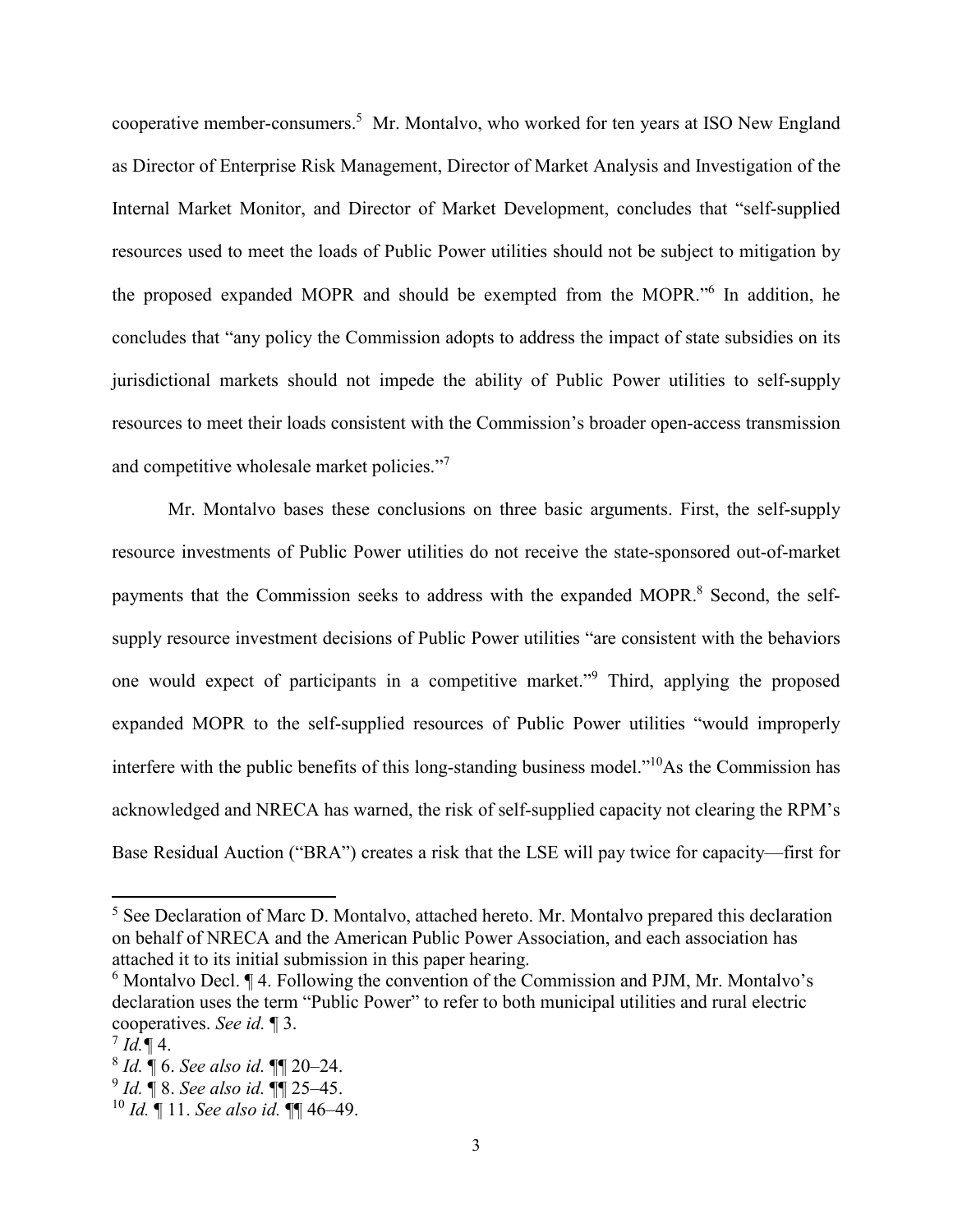cooperative member-consumers.[5] Mr. Montalvo, who worked for ten years at ISO New England as Director of Enterprise Risk Management, Director of Market Analysis and Investigation of the Internal Market Monitor, and Director of Market Development, concludes that "self-supplied resources used to meet the loads of Public Power utilities should not be subject to mitigation by the proposed expanded MOPR and should be exempted from the MOPR."[6] In addition, he concludes that "any policy the Commission adopts to address the impact of state subsidies on its jurisdictional markets should not impede the ability of Public Power utilities to self-supply resources to meet their loads consistent with the Commission's broader open-access transmission and competitive wholesale market policies."[7]

Mr. Montalvo bases these conclusions on three basic arguments. First, the self-supply resource investments of Public Power utilities do not receive the state-sponsored out-of-market payments that the Commission seeks to address with the expanded MOPR.[8] Second, the self-supply resource investment decisions of Public Power utilities "are consistent with the behaviors one would expect of participants in a competitive market."[9] Third, applying the proposed expanded MOPR to the self-supplied resources of Public Power utilities "would improperly interfere with the public benefits of this long-standing business model."[10]As the Commission has acknowledged and NRECA has warned, the risk of self-supplied capacity not clearing the RPM's Base Residual Auction ("BRA") creates a risk that the LSE will pay twice for capacity—first for

---

[5] See Declaration of Marc D. Montalvo, attached hereto. Mr. Montalvo prepared this declaration on behalf of NRECA and the American Public Power Association, and each association has attached it to its initial submission in this paper hearing.

[6] Montalvo Decl. ¶ 4. Following the convention of the Commission and PJM, Mr. Montalvo's declaration uses the term "Public Power" to refer to both municipal utilities and rural electric cooperatives. *See id.* ¶ 3.

[7] *Id.*¶ 4.

[8] *Id.* ¶ 6. *See also id.* ¶¶ 20–24.

[9] *Id.* ¶ 8. *See also id.* ¶¶ 25–45.

[10] *Id.* ¶ 11. *See also id.* ¶¶ 46–49.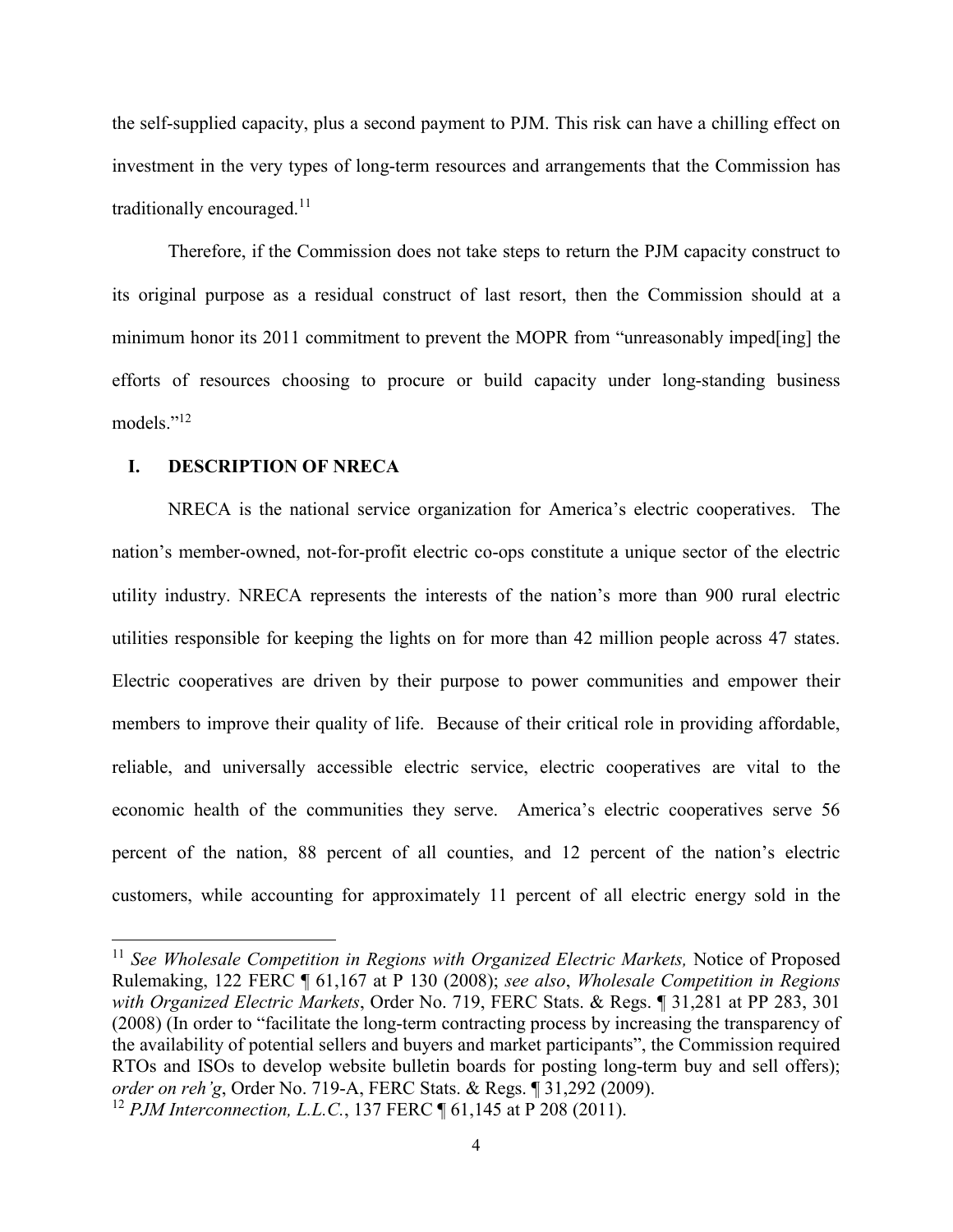the self-supplied capacity, plus a second payment to PJM. This risk can have a chilling effect on investment in the very types of long-term resources and arrangements that the Commission has traditionally encouraged.[11]

Therefore, if the Commission does not take steps to return the PJM capacity construct to its original purpose as a residual construct of last resort, then the Commission should at a minimum honor its 2011 commitment to prevent the MOPR from "unreasonably imped[ing] the efforts of resources choosing to procure or build capacity under long-standing business models."[12]

## I. DESCRIPTION OF NRECA

NRECA is the national service organization for America's electric cooperatives. The nation's member-owned, not-for-profit electric co-ops constitute a unique sector of the electric utility industry. NRECA represents the interests of the nation's more than 900 rural electric utilities responsible for keeping the lights on for more than 42 million people across 47 states. Electric cooperatives are driven by their purpose to power communities and empower their members to improve their quality of life. Because of their critical role in providing affordable, reliable, and universally accessible electric service, electric cooperatives are vital to the economic health of the communities they serve. America's electric cooperatives serve 56 percent of the nation, 88 percent of all counties, and 12 percent of the nation's electric customers, while accounting for approximately 11 percent of all electric energy sold in the

---

[11] *See Wholesale Competition in Regions with Organized Electric Markets,* Notice of Proposed Rulemaking, 122 FERC ¶ 61,167 at P 130 (2008); *see also*, *Wholesale Competition in Regions with Organized Electric Markets*, Order No. 719, FERC Stats. & Regs. ¶ 31,281 at PP 283, 301 (2008) (In order to "facilitate the long-term contracting process by increasing the transparency of the availability of potential sellers and buyers and market participants", the Commission required RTOs and ISOs to develop website bulletin boards for posting long-term buy and sell offers); *order on reh'g*, Order No. 719-A, FERC Stats. & Regs. ¶ 31,292 (2009).

[12] *PJM Interconnection, L.L.C.*, 137 FERC ¶ 61,145 at P 208 (2011).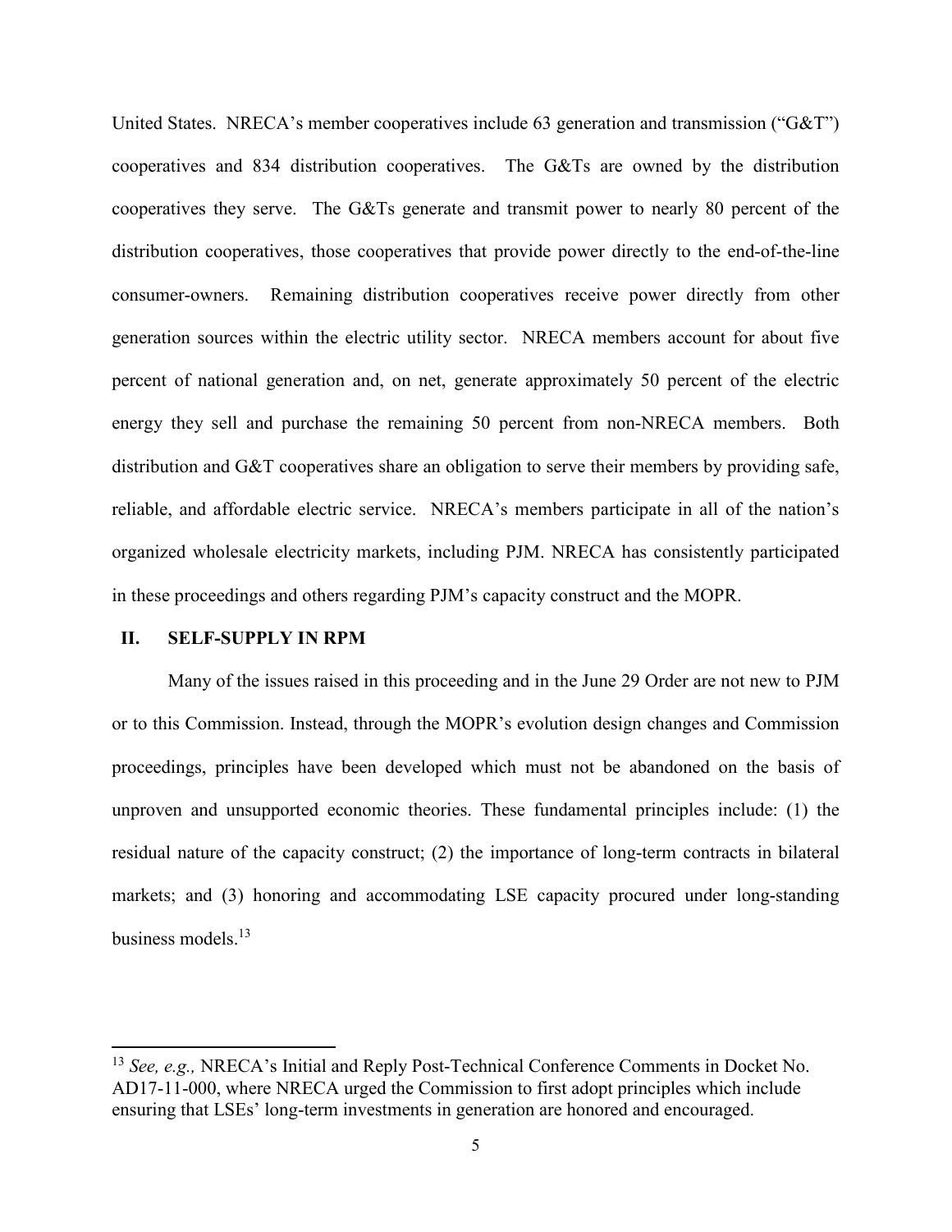United States. NRECA's member cooperatives include 63 generation and transmission ("G&T") cooperatives and 834 distribution cooperatives. The G&Ts are owned by the distribution cooperatives they serve. The G&Ts generate and transmit power to nearly 80 percent of the distribution cooperatives, those cooperatives that provide power directly to the end-of-the-line consumer-owners. Remaining distribution cooperatives receive power directly from other generation sources within the electric utility sector. NRECA members account for about five percent of national generation and, on net, generate approximately 50 percent of the electric energy they sell and purchase the remaining 50 percent from non-NRECA members. Both distribution and G&T cooperatives share an obligation to serve their members by providing safe, reliable, and affordable electric service. NRECA's members participate in all of the nation's organized wholesale electricity markets, including PJM. NRECA has consistently participated in these proceedings and others regarding PJM's capacity construct and the MOPR.

## II. SELF-SUPPLY IN RPM

Many of the issues raised in this proceeding and in the June 29 Order are not new to PJM or to this Commission. Instead, through the MOPR's evolution design changes and Commission proceedings, principles have been developed which must not be abandoned on the basis of unproven and unsupported economic theories. These fundamental principles include: (1) the residual nature of the capacity construct; (2) the importance of long-term contracts in bilateral markets; and (3) honoring and accommodating LSE capacity procured under long-standing business models.[13]

---

[13] *See, e.g.,* NRECA's Initial and Reply Post-Technical Conference Comments in Docket No. AD17-11-000, where NRECA urged the Commission to first adopt principles which include ensuring that LSEs' long-term investments in generation are honored and encouraged.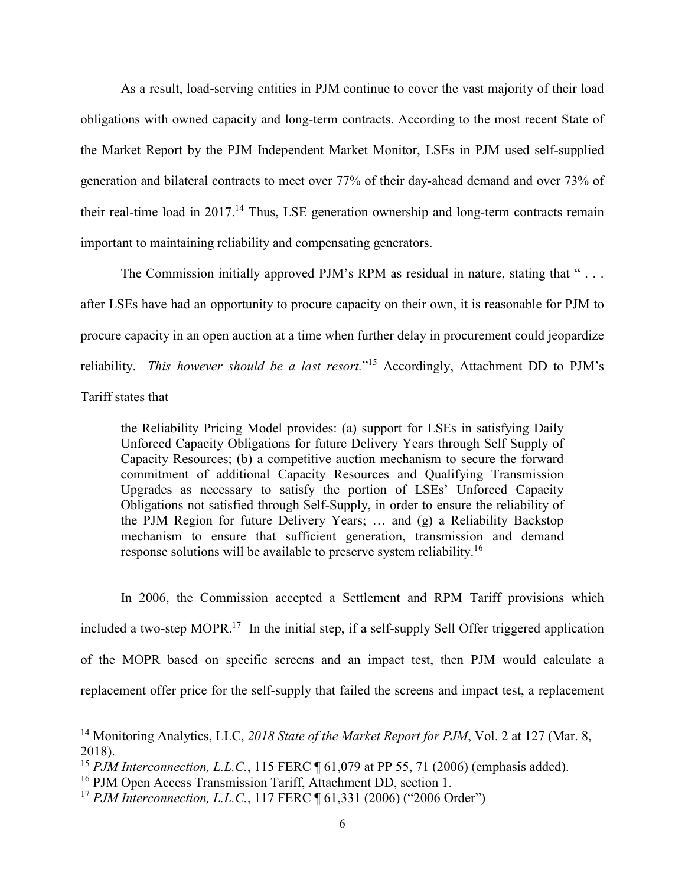As a result, load-serving entities in PJM continue to cover the vast majority of their load obligations with owned capacity and long-term contracts. According to the most recent State of the Market Report by the PJM Independent Market Monitor, LSEs in PJM used self-supplied generation and bilateral contracts to meet over 77% of their day-ahead demand and over 73% of their real-time load in 2017.[14] Thus, LSE generation ownership and long-term contracts remain important to maintaining reliability and compensating generators.

The Commission initially approved PJM's RPM as residual in nature, stating that " . . . after LSEs have had an opportunity to procure capacity on their own, it is reasonable for PJM to procure capacity in an open auction at a time when further delay in procurement could jeopardize reliability. *This however should be a last resort.*"[15] Accordingly, Attachment DD to PJM's Tariff states that

> the Reliability Pricing Model provides: (a) support for LSEs in satisfying Daily Unforced Capacity Obligations for future Delivery Years through Self Supply of Capacity Resources; (b) a competitive auction mechanism to secure the forward commitment of additional Capacity Resources and Qualifying Transmission Upgrades as necessary to satisfy the portion of LSEs' Unforced Capacity Obligations not satisfied through Self-Supply, in order to ensure the reliability of the PJM Region for future Delivery Years; … and (g) a Reliability Backstop mechanism to ensure that sufficient generation, transmission and demand response solutions will be available to preserve system reliability.[16]

In 2006, the Commission accepted a Settlement and RPM Tariff provisions which included a two-step MOPR.[17] In the initial step, if a self-supply Sell Offer triggered application of the MOPR based on specific screens and an impact test, then PJM would calculate a replacement offer price for the self-supply that failed the screens and impact test, a replacement

---

[14] Monitoring Analytics, LLC, *2018 State of the Market Report for PJM*, Vol. 2 at 127 (Mar. 8, 2018).

[15] *PJM Interconnection, L.L.C.*, 115 FERC ¶ 61,079 at PP 55, 71 (2006) (emphasis added).

[16] PJM Open Access Transmission Tariff, Attachment DD, section 1.

[17] *PJM Interconnection, L.L.C.*, 117 FERC ¶ 61,331 (2006) ("2006 Order")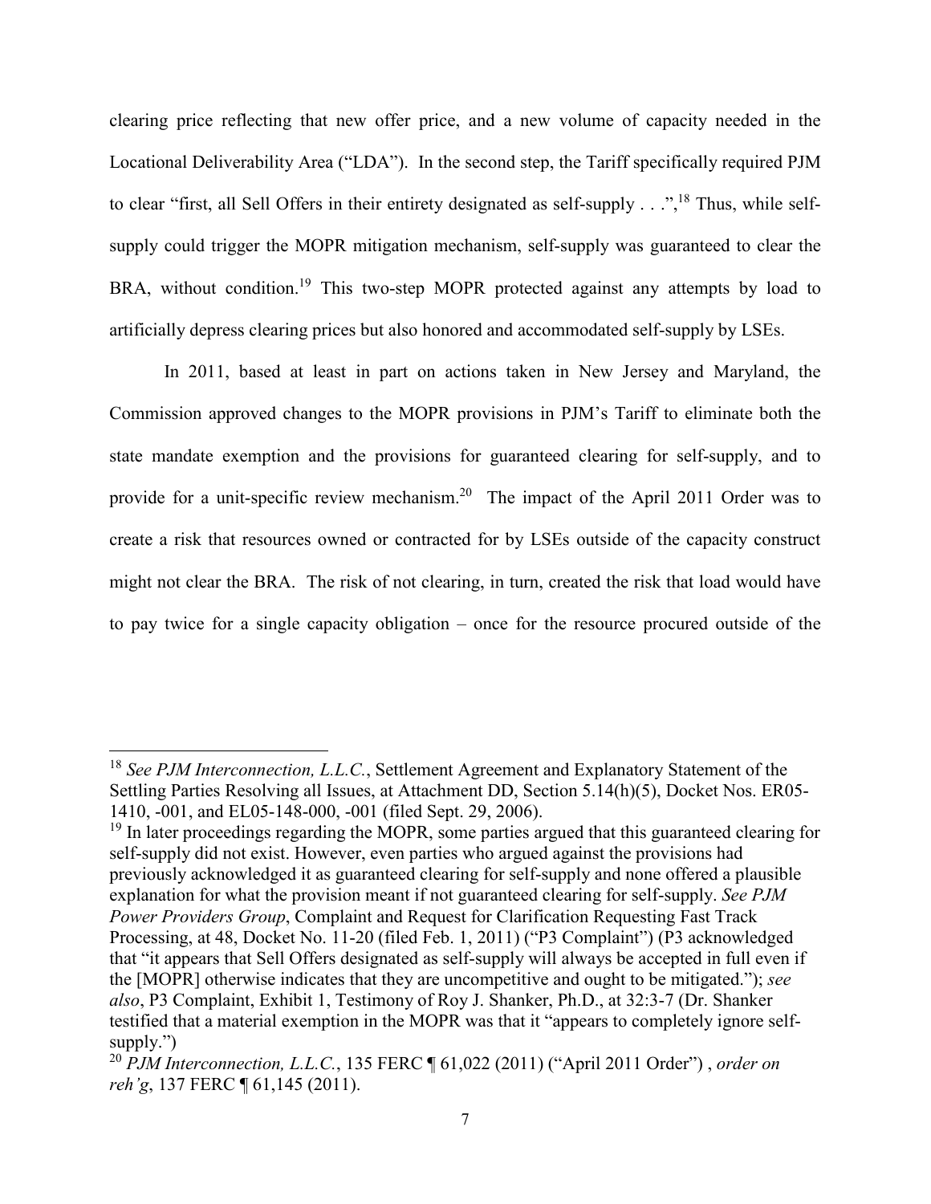clearing price reflecting that new offer price, and a new volume of capacity needed in the Locational Deliverability Area ("LDA"). In the second step, the Tariff specifically required PJM to clear "first, all Sell Offers in their entirety designated as self-supply . . .",[18] Thus, while self-supply could trigger the MOPR mitigation mechanism, self-supply was guaranteed to clear the BRA, without condition.[19] This two-step MOPR protected against any attempts by load to artificially depress clearing prices but also honored and accommodated self-supply by LSEs.

In 2011, based at least in part on actions taken in New Jersey and Maryland, the Commission approved changes to the MOPR provisions in PJM's Tariff to eliminate both the state mandate exemption and the provisions for guaranteed clearing for self-supply, and to provide for a unit-specific review mechanism.[20] The impact of the April 2011 Order was to create a risk that resources owned or contracted for by LSEs outside of the capacity construct might not clear the BRA. The risk of not clearing, in turn, created the risk that load would have to pay twice for a single capacity obligation – once for the resource procured outside of the

---

[18] *See PJM Interconnection, L.L.C.*, Settlement Agreement and Explanatory Statement of the Settling Parties Resolving all Issues, at Attachment DD, Section 5.14(h)(5), Docket Nos. ER05-1410, -001, and EL05-148-000, -001 (filed Sept. 29, 2006).

[19] In later proceedings regarding the MOPR, some parties argued that this guaranteed clearing for self-supply did not exist. However, even parties who argued against the provisions had previously acknowledged it as guaranteed clearing for self-supply and none offered a plausible explanation for what the provision meant if not guaranteed clearing for self-supply. *See PJM Power Providers Group*, Complaint and Request for Clarification Requesting Fast Track Processing, at 48, Docket No. 11-20 (filed Feb. 1, 2011) ("P3 Complaint") (P3 acknowledged that "it appears that Sell Offers designated as self-supply will always be accepted in full even if the [MOPR] otherwise indicates that they are uncompetitive and ought to be mitigated."); *see also*, P3 Complaint, Exhibit 1, Testimony of Roy J. Shanker, Ph.D., at 32:3-7 (Dr. Shanker testified that a material exemption in the MOPR was that it "appears to completely ignore self-supply.")

[20] *PJM Interconnection, L.L.C.*, 135 FERC ¶ 61,022 (2011) ("April 2011 Order") , *order on reh'g*, 137 FERC ¶ 61,145 (2011).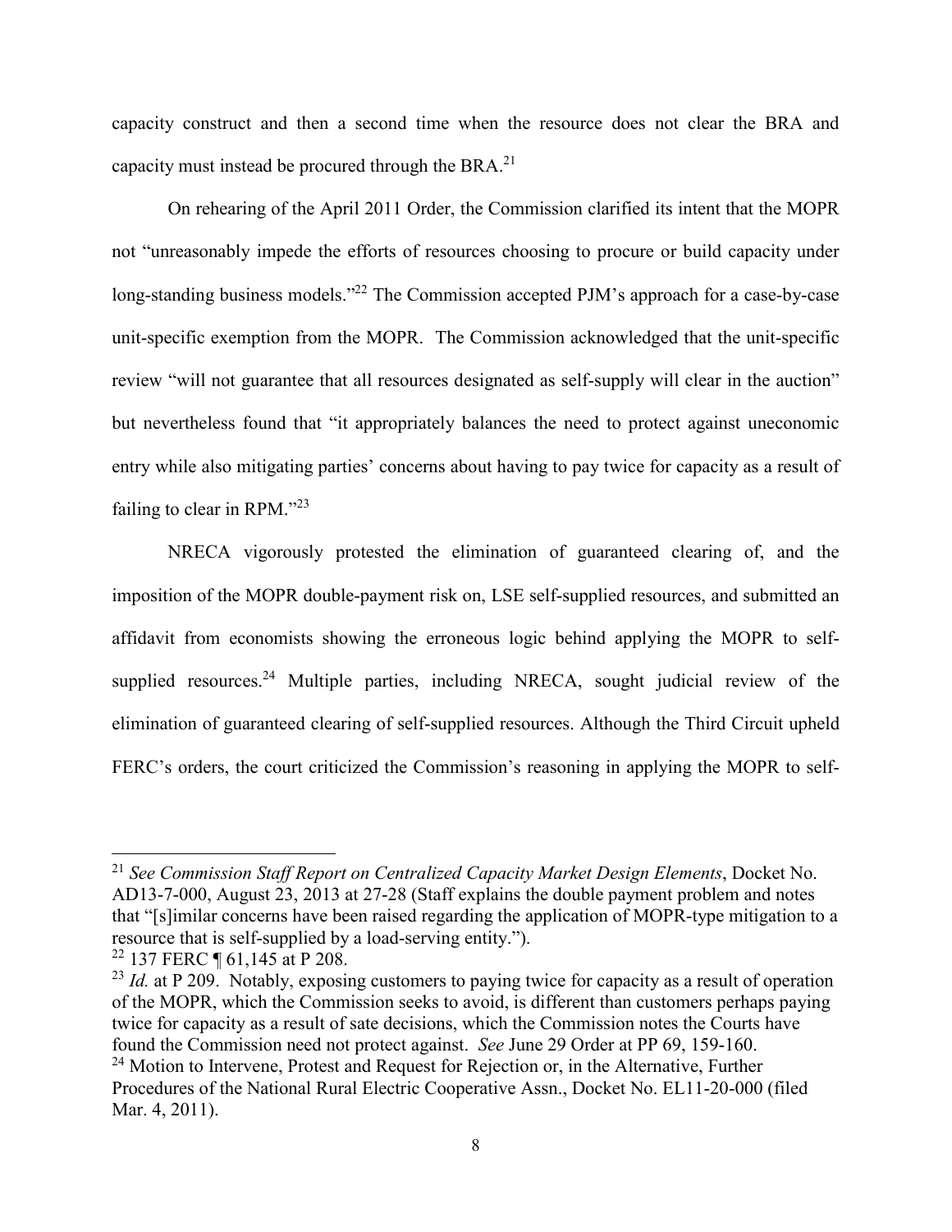capacity construct and then a second time when the resource does not clear the BRA and capacity must instead be procured through the BRA.[21]

On rehearing of the April 2011 Order, the Commission clarified its intent that the MOPR not "unreasonably impede the efforts of resources choosing to procure or build capacity under long-standing business models."[22] The Commission accepted PJM's approach for a case-by-case unit-specific exemption from the MOPR. The Commission acknowledged that the unit-specific review "will not guarantee that all resources designated as self-supply will clear in the auction" but nevertheless found that "it appropriately balances the need to protect against uneconomic entry while also mitigating parties' concerns about having to pay twice for capacity as a result of failing to clear in RPM."[23]

NRECA vigorously protested the elimination of guaranteed clearing of, and the imposition of the MOPR double-payment risk on, LSE self-supplied resources, and submitted an affidavit from economists showing the erroneous logic behind applying the MOPR to self-supplied resources.[24] Multiple parties, including NRECA, sought judicial review of the elimination of guaranteed clearing of self-supplied resources. Although the Third Circuit upheld FERC's orders, the court criticized the Commission's reasoning in applying the MOPR to self-

---

[21] *See Commission Staff Report on Centralized Capacity Market Design Elements*, Docket No. AD13-7-000, August 23, 2013 at 27-28 (Staff explains the double payment problem and notes that "[s]imilar concerns have been raised regarding the application of MOPR-type mitigation to a resource that is self-supplied by a load-serving entity.").

[22] 137 FERC ¶ 61,145 at P 208.

[23] *Id.* at P 209. Notably, exposing customers to paying twice for capacity as a result of operation of the MOPR, which the Commission seeks to avoid, is different than customers perhaps paying twice for capacity as a result of sate decisions, which the Commission notes the Courts have found the Commission need not protect against. *See* June 29 Order at PP 69, 159-160.

[24] Motion to Intervene, Protest and Request for Rejection or, in the Alternative, Further Procedures of the National Rural Electric Cooperative Assn., Docket No. EL11-20-000 (filed Mar. 4, 2011).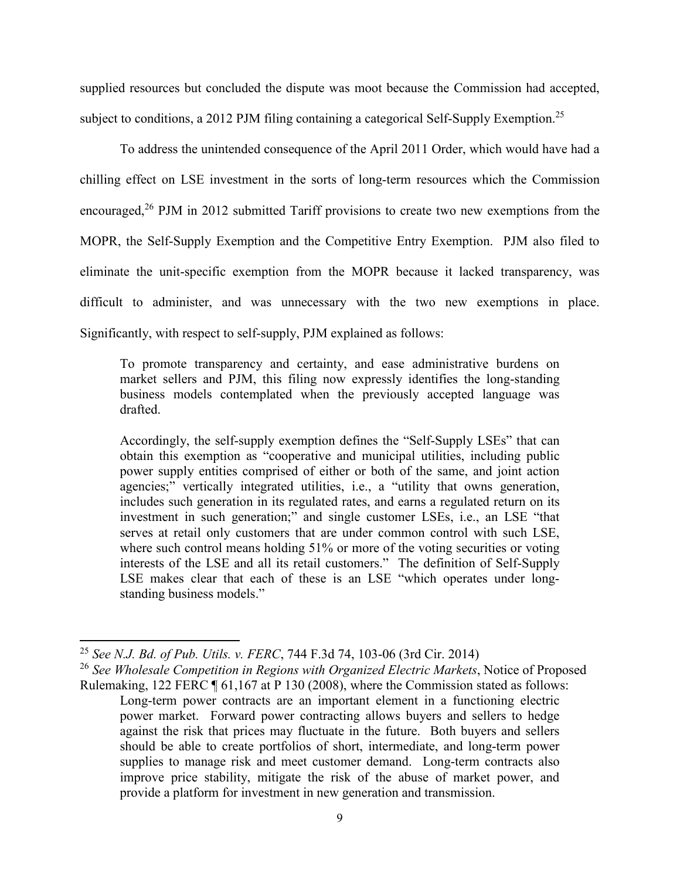supplied resources but concluded the dispute was moot because the Commission had accepted, subject to conditions, a 2012 PJM filing containing a categorical Self-Supply Exemption.[25]

To address the unintended consequence of the April 2011 Order, which would have had a chilling effect on LSE investment in the sorts of long-term resources which the Commission encouraged,[26] PJM in 2012 submitted Tariff provisions to create two new exemptions from the MOPR, the Self-Supply Exemption and the Competitive Entry Exemption. PJM also filed to eliminate the unit-specific exemption from the MOPR because it lacked transparency, was difficult to administer, and was unnecessary with the two new exemptions in place. Significantly, with respect to self-supply, PJM explained as follows:

> To promote transparency and certainty, and ease administrative burdens on market sellers and PJM, this filing now expressly identifies the long-standing business models contemplated when the previously accepted language was drafted.
>
> Accordingly, the self-supply exemption defines the "Self-Supply LSEs" that can obtain this exemption as "cooperative and municipal utilities, including public power supply entities comprised of either or both of the same, and joint action agencies;" vertically integrated utilities, i.e., a "utility that owns generation, includes such generation in its regulated rates, and earns a regulated return on its investment in such generation;" and single customer LSEs, i.e., an LSE "that serves at retail only customers that are under common control with such LSE, where such control means holding 51% or more of the voting securities or voting interests of the LSE and all its retail customers." The definition of Self-Supply LSE makes clear that each of these is an LSE "which operates under long-standing business models."

---

[25] *See N.J. Bd. of Pub. Utils. v. FERC*, 744 F.3d 74, 103-06 (3rd Cir. 2014)

[26] *See Wholesale Competition in Regions with Organized Electric Markets*, Notice of Proposed Rulemaking, 122 FERC ¶ 61,167 at P 130 (2008), where the Commission stated as follows:

> Long-term power contracts are an important element in a functioning electric power market. Forward power contracting allows buyers and sellers to hedge against the risk that prices may fluctuate in the future. Both buyers and sellers should be able to create portfolios of short, intermediate, and long-term power supplies to manage risk and meet customer demand. Long-term contracts also improve price stability, mitigate the risk of the abuse of market power, and provide a platform for investment in new generation and transmission.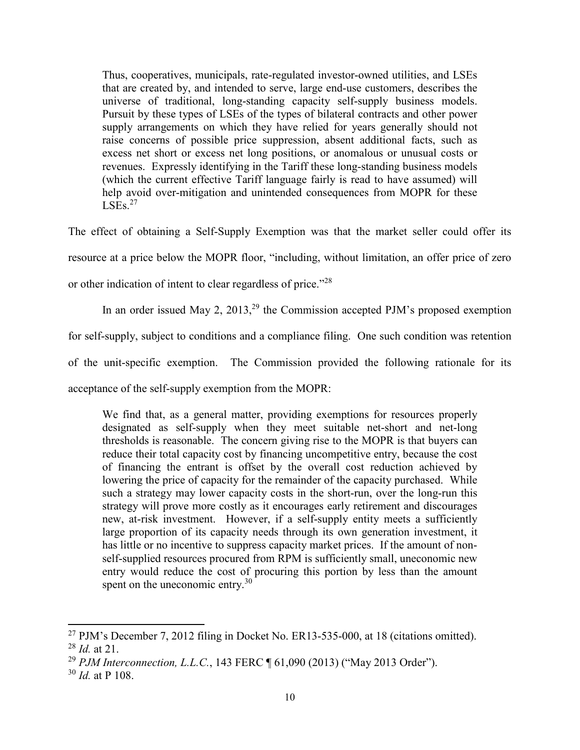> Thus, cooperatives, municipals, rate-regulated investor-owned utilities, and LSEs that are created by, and intended to serve, large end-use customers, describes the universe of traditional, long-standing capacity self-supply business models. Pursuit by these types of LSEs of the types of bilateral contracts and other power supply arrangements on which they have relied for years generally should not raise concerns of possible price suppression, absent additional facts, such as excess net short or excess net long positions, or anomalous or unusual costs or revenues. Expressly identifying in the Tariff these long-standing business models (which the current effective Tariff language fairly is read to have assumed) will help avoid over-mitigation and unintended consequences from MOPR for these LSEs.[27]

The effect of obtaining a Self-Supply Exemption was that the market seller could offer its resource at a price below the MOPR floor, "including, without limitation, an offer price of zero or other indication of intent to clear regardless of price."[28]

In an order issued May 2, 2013,[29] the Commission accepted PJM's proposed exemption for self-supply, subject to conditions and a compliance filing. One such condition was retention of the unit-specific exemption. The Commission provided the following rationale for its acceptance of the self-supply exemption from the MOPR:

> We find that, as a general matter, providing exemptions for resources properly designated as self-supply when they meet suitable net-short and net-long thresholds is reasonable. The concern giving rise to the MOPR is that buyers can reduce their total capacity cost by financing uncompetitive entry, because the cost of financing the entrant is offset by the overall cost reduction achieved by lowering the price of capacity for the remainder of the capacity purchased. While such a strategy may lower capacity costs in the short-run, over the long-run this strategy will prove more costly as it encourages early retirement and discourages new, at-risk investment. However, if a self-supply entity meets a sufficiently large proportion of its capacity needs through its own generation investment, it has little or no incentive to suppress capacity market prices. If the amount of non-self-supplied resources procured from RPM is sufficiently small, uneconomic new entry would reduce the cost of procuring this portion by less than the amount spent on the uneconomic entry.[30]

---

[27] PJM's December 7, 2012 filing in Docket No. ER13-535-000, at 18 (citations omitted).

[28] *Id.* at 21.

[29] *PJM Interconnection, L.L.C.*, 143 FERC ¶ 61,090 (2013) ("May 2013 Order").

[30] *Id.* at P 108.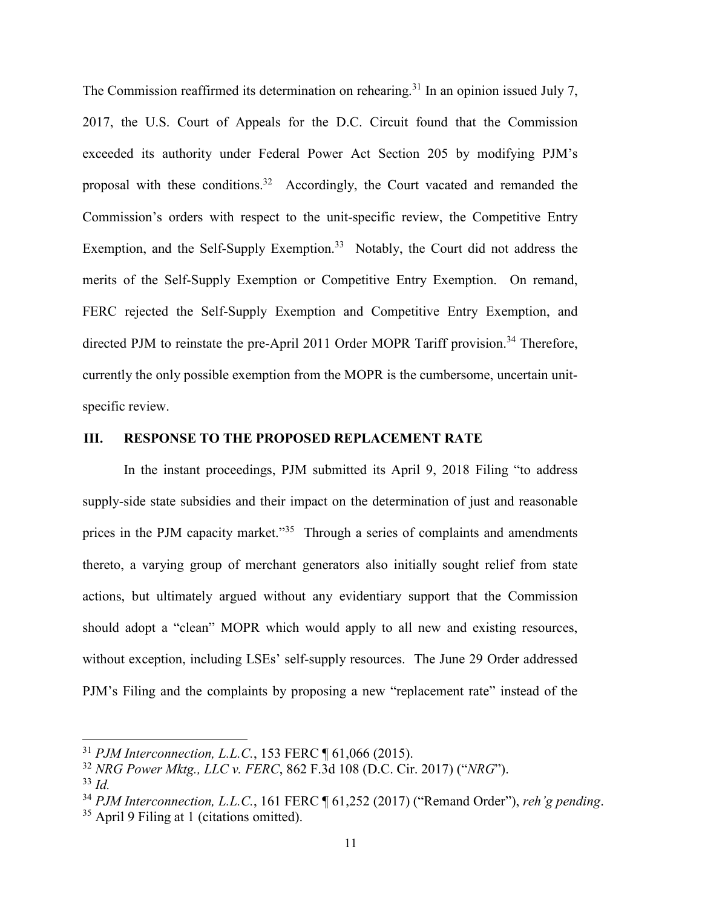The Commission reaffirmed its determination on rehearing.[31] In an opinion issued July 7, 2017, the U.S. Court of Appeals for the D.C. Circuit found that the Commission exceeded its authority under Federal Power Act Section 205 by modifying PJM's proposal with these conditions.[32] Accordingly, the Court vacated and remanded the Commission's orders with respect to the unit-specific review, the Competitive Entry Exemption, and the Self-Supply Exemption.[33] Notably, the Court did not address the merits of the Self-Supply Exemption or Competitive Entry Exemption. On remand, FERC rejected the Self-Supply Exemption and Competitive Entry Exemption, and directed PJM to reinstate the pre-April 2011 Order MOPR Tariff provision.[34] Therefore, currently the only possible exemption from the MOPR is the cumbersome, uncertain unit-specific review.

## III. RESPONSE TO THE PROPOSED REPLACEMENT RATE

In the instant proceedings, PJM submitted its April 9, 2018 Filing "to address supply-side state subsidies and their impact on the determination of just and reasonable prices in the PJM capacity market."[35] Through a series of complaints and amendments thereto, a varying group of merchant generators also initially sought relief from state actions, but ultimately argued without any evidentiary support that the Commission should adopt a "clean" MOPR which would apply to all new and existing resources, without exception, including LSEs' self-supply resources. The June 29 Order addressed PJM's Filing and the complaints by proposing a new "replacement rate" instead of the

---

[31] *PJM Interconnection, L.L.C.*, 153 FERC ¶ 61,066 (2015).

[32] *NRG Power Mktg., LLC v. FERC*, 862 F.3d 108 (D.C. Cir. 2017) ("*NRG*").

[33] *Id.*

[34] *PJM Interconnection, L.L.C.*, 161 FERC ¶ 61,252 (2017) ("Remand Order"), *reh'g pending*.

[35] April 9 Filing at 1 (citations omitted).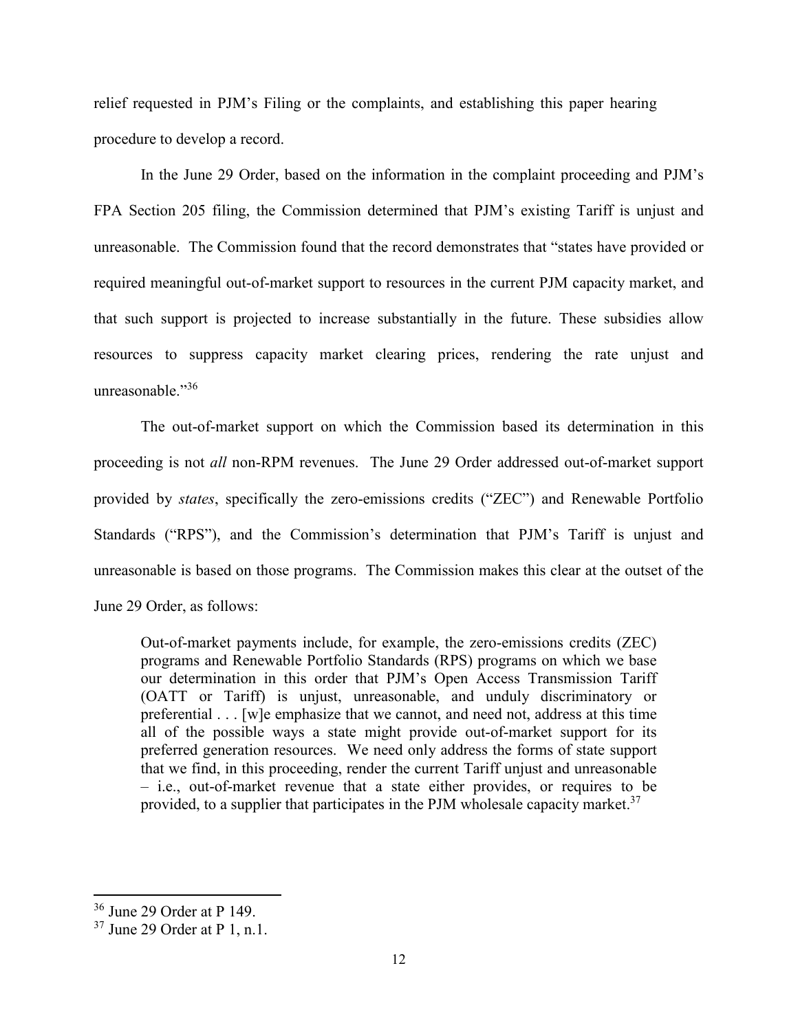relief requested in PJM's Filing or the complaints, and establishing this paper hearing procedure to develop a record.

In the June 29 Order, based on the information in the complaint proceeding and PJM's FPA Section 205 filing, the Commission determined that PJM's existing Tariff is unjust and unreasonable. The Commission found that the record demonstrates that "states have provided or required meaningful out-of-market support to resources in the current PJM capacity market, and that such support is projected to increase substantially in the future. These subsidies allow resources to suppress capacity market clearing prices, rendering the rate unjust and unreasonable."[36]

The out-of-market support on which the Commission based its determination in this proceeding is not *all* non-RPM revenues. The June 29 Order addressed out-of-market support provided by *states*, specifically the zero-emissions credits ("ZEC") and Renewable Portfolio Standards ("RPS"), and the Commission's determination that PJM's Tariff is unjust and unreasonable is based on those programs. The Commission makes this clear at the outset of the June 29 Order, as follows:

> Out-of-market payments include, for example, the zero-emissions credits (ZEC) programs and Renewable Portfolio Standards (RPS) programs on which we base our determination in this order that PJM's Open Access Transmission Tariff (OATT or Tariff) is unjust, unreasonable, and unduly discriminatory or preferential . . . [w]e emphasize that we cannot, and need not, address at this time all of the possible ways a state might provide out-of-market support for its preferred generation resources. We need only address the forms of state support that we find, in this proceeding, render the current Tariff unjust and unreasonable – i.e., out-of-market revenue that a state either provides, or requires to be provided, to a supplier that participates in the PJM wholesale capacity market.[37]

---

[36] June 29 Order at P 149.

[37] June 29 Order at P 1, n.1.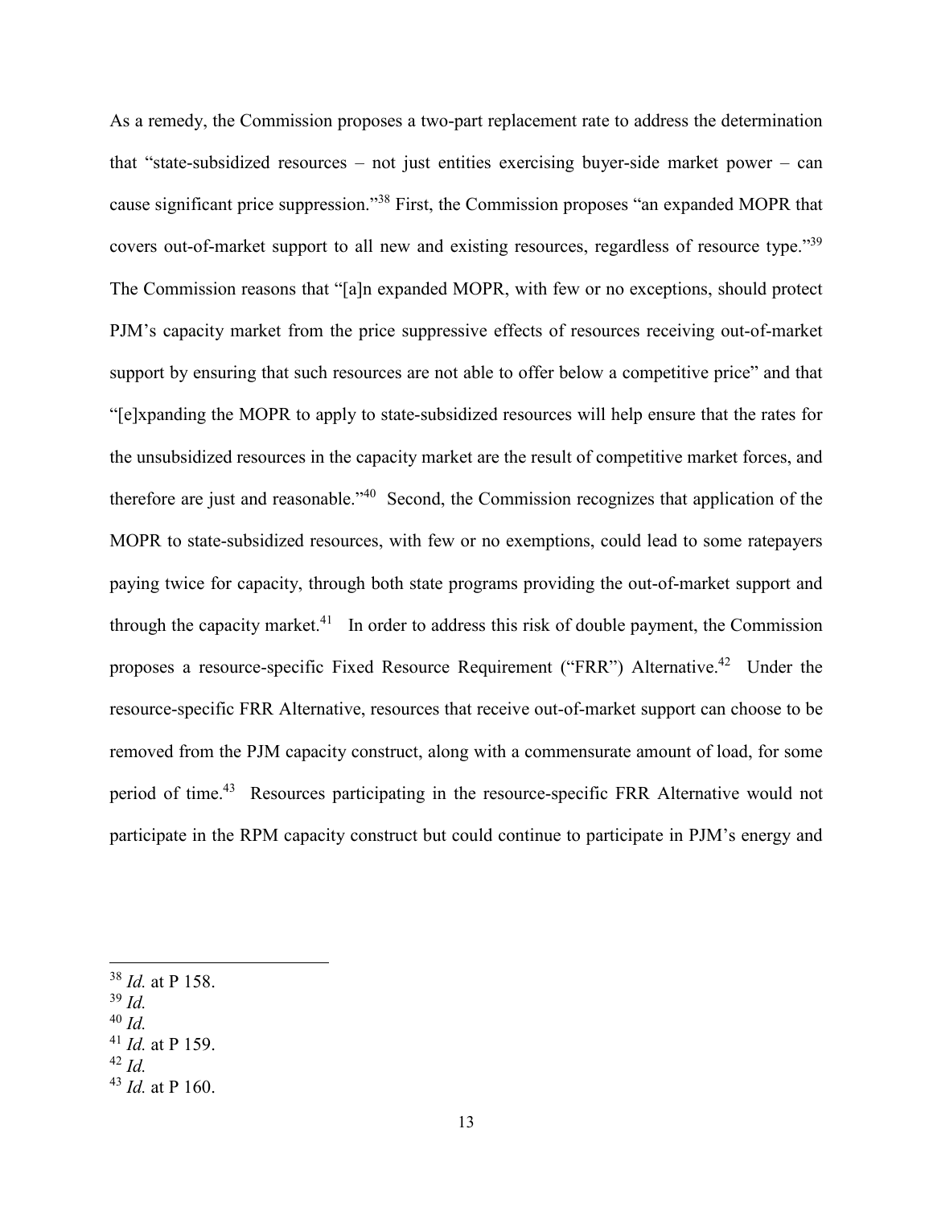As a remedy, the Commission proposes a two-part replacement rate to address the determination that "state-subsidized resources – not just entities exercising buyer-side market power – can cause significant price suppression."[38] First, the Commission proposes "an expanded MOPR that covers out-of-market support to all new and existing resources, regardless of resource type."[39] The Commission reasons that "[a]n expanded MOPR, with few or no exceptions, should protect PJM's capacity market from the price suppressive effects of resources receiving out-of-market support by ensuring that such resources are not able to offer below a competitive price" and that "[e]xpanding the MOPR to apply to state-subsidized resources will help ensure that the rates for the unsubsidized resources in the capacity market are the result of competitive market forces, and therefore are just and reasonable."[40] Second, the Commission recognizes that application of the MOPR to state-subsidized resources, with few or no exemptions, could lead to some ratepayers paying twice for capacity, through both state programs providing the out-of-market support and through the capacity market.[41] In order to address this risk of double payment, the Commission proposes a resource-specific Fixed Resource Requirement ("FRR") Alternative.[42] Under the resource-specific FRR Alternative, resources that receive out-of-market support can choose to be removed from the PJM capacity construct, along with a commensurate amount of load, for some period of time.[43] Resources participating in the resource-specific FRR Alternative would not participate in the RPM capacity construct but could continue to participate in PJM's energy and

---

[38] *Id.* at P 158.

[39] *Id.*

[40] *Id.*

[41] *Id.* at P 159.

[42] *Id.*

[43] *Id.* at P 160.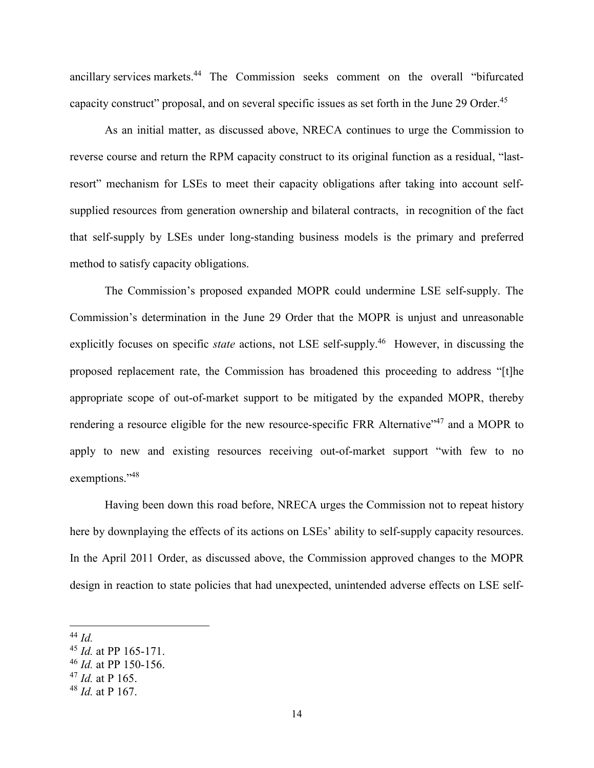ancillary services markets.[44] The Commission seeks comment on the overall "bifurcated capacity construct" proposal, and on several specific issues as set forth in the June 29 Order.[45]

As an initial matter, as discussed above, NRECA continues to urge the Commission to reverse course and return the RPM capacity construct to its original function as a residual, "last-resort" mechanism for LSEs to meet their capacity obligations after taking into account self-supplied resources from generation ownership and bilateral contracts, in recognition of the fact that self-supply by LSEs under long-standing business models is the primary and preferred method to satisfy capacity obligations.

The Commission's proposed expanded MOPR could undermine LSE self-supply. The Commission's determination in the June 29 Order that the MOPR is unjust and unreasonable explicitly focuses on specific *state* actions, not LSE self-supply.[46] However, in discussing the proposed replacement rate, the Commission has broadened this proceeding to address "[t]he appropriate scope of out-of-market support to be mitigated by the expanded MOPR, thereby rendering a resource eligible for the new resource-specific FRR Alternative"[47] and a MOPR to apply to new and existing resources receiving out-of-market support "with few to no exemptions."[48]

Having been down this road before, NRECA urges the Commission not to repeat history here by downplaying the effects of its actions on LSEs' ability to self-supply capacity resources. In the April 2011 Order, as discussed above, the Commission approved changes to the MOPR design in reaction to state policies that had unexpected, unintended adverse effects on LSE self-

---

[44] *Id.*

[45] *Id.* at PP 165-171.

[46] *Id.* at PP 150-156.

[47] *Id.* at P 165.

[48] *Id.* at P 167.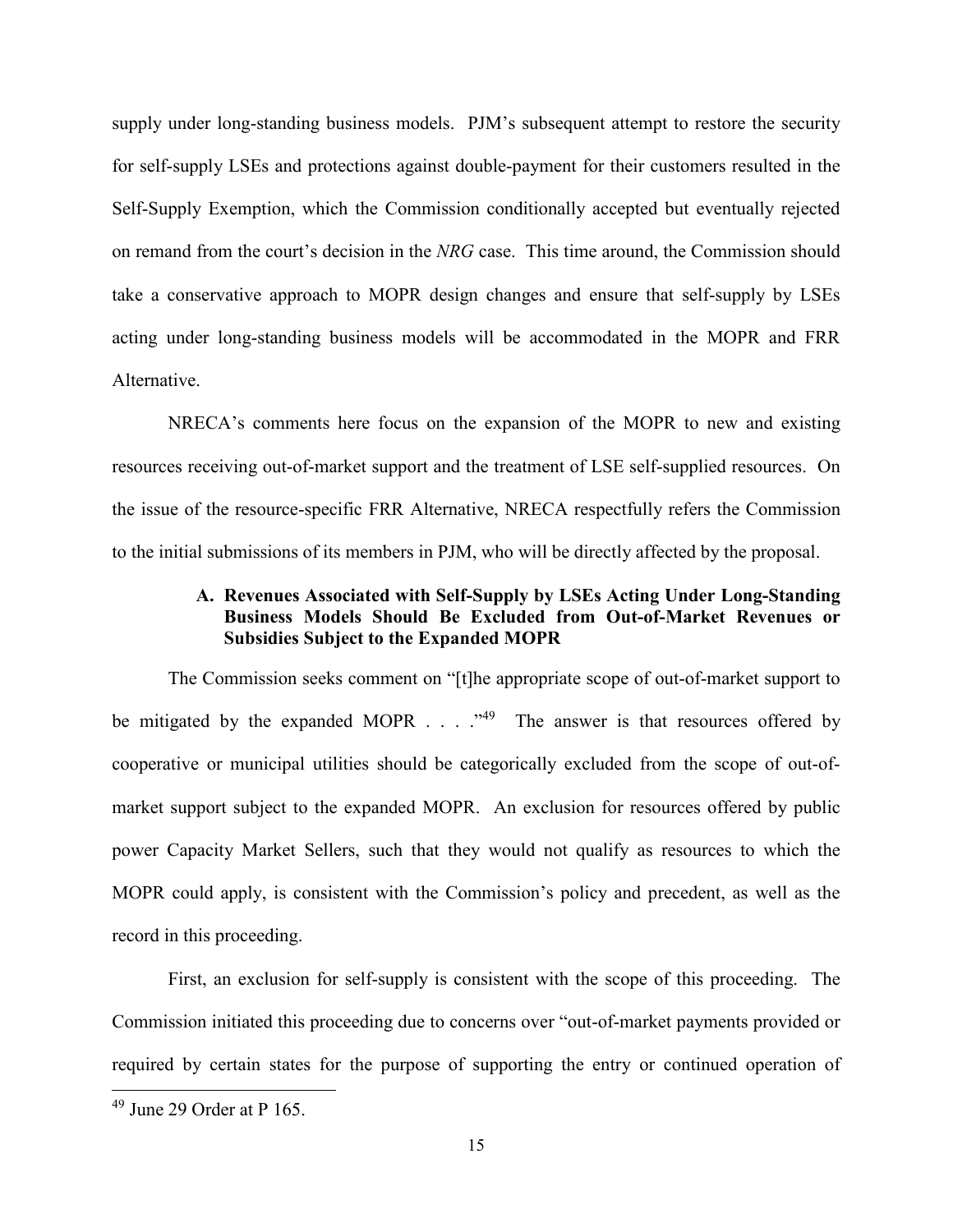supply under long-standing business models. PJM's subsequent attempt to restore the security for self-supply LSEs and protections against double-payment for their customers resulted in the Self-Supply Exemption, which the Commission conditionally accepted but eventually rejected on remand from the court's decision in the *NRG* case. This time around, the Commission should take a conservative approach to MOPR design changes and ensure that self-supply by LSEs acting under long-standing business models will be accommodated in the MOPR and FRR Alternative.

NRECA's comments here focus on the expansion of the MOPR to new and existing resources receiving out-of-market support and the treatment of LSE self-supplied resources. On the issue of the resource-specific FRR Alternative, NRECA respectfully refers the Commission to the initial submissions of its members in PJM, who will be directly affected by the proposal.

### A. Revenues Associated with Self-Supply by LSEs Acting Under Long-Standing Business Models Should Be Excluded from Out-of-Market Revenues or Subsidies Subject to the Expanded MOPR

The Commission seeks comment on "[t]he appropriate scope of out-of-market support to be mitigated by the expanded MOPR . . . ."[49] The answer is that resources offered by cooperative or municipal utilities should be categorically excluded from the scope of out-of-market support subject to the expanded MOPR. An exclusion for resources offered by public power Capacity Market Sellers, such that they would not qualify as resources to which the MOPR could apply, is consistent with the Commission's policy and precedent, as well as the record in this proceeding.

First, an exclusion for self-supply is consistent with the scope of this proceeding. The Commission initiated this proceeding due to concerns over "out-of-market payments provided or required by certain states for the purpose of supporting the entry or continued operation of

[49] June 29 Order at P 165.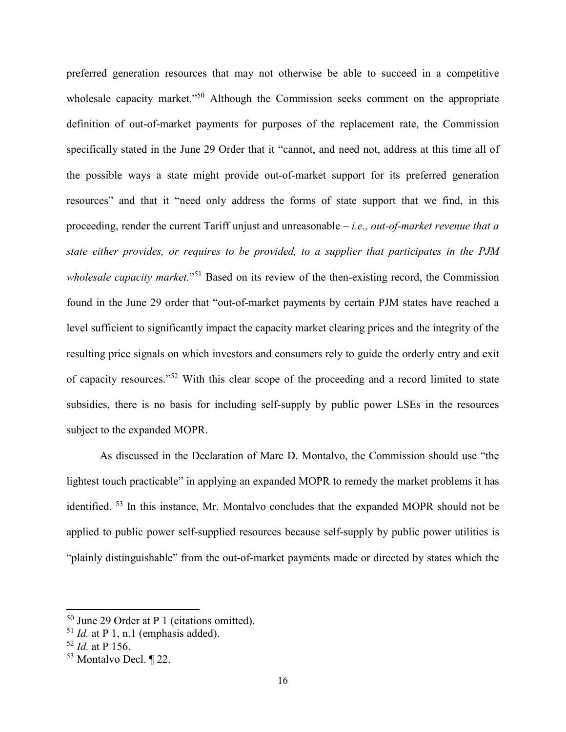preferred generation resources that may not otherwise be able to succeed in a competitive wholesale capacity market."[50] Although the Commission seeks comment on the appropriate definition of out-of-market payments for purposes of the replacement rate, the Commission specifically stated in the June 29 Order that it "cannot, and need not, address at this time all of the possible ways a state might provide out-of-market support for its preferred generation resources" and that it "need only address the forms of state support that we find, in this proceeding, render the current Tariff unjust and unreasonable – *i.e., out-of-market revenue that a state either provides, or requires to be provided, to a supplier that participates in the PJM wholesale capacity market.*"[51] Based on its review of the then-existing record, the Commission found in the June 29 order that "out-of-market payments by certain PJM states have reached a level sufficient to significantly impact the capacity market clearing prices and the integrity of the resulting price signals on which investors and consumers rely to guide the orderly entry and exit of capacity resources."[52] With this clear scope of the proceeding and a record limited to state subsidies, there is no basis for including self-supply by public power LSEs in the resources subject to the expanded MOPR.

As discussed in the Declaration of Marc D. Montalvo, the Commission should use "the lightest touch practicable" in applying an expanded MOPR to remedy the market problems it has identified. [53] In this instance, Mr. Montalvo concludes that the expanded MOPR should not be applied to public power self-supplied resources because self-supply by public power utilities is "plainly distinguishable" from the out-of-market payments made or directed by states which the

---

[50] June 29 Order at P 1 (citations omitted).

[51] *Id.* at P 1, n.1 (emphasis added).

[52] *Id.* at P 156.

[53] Montalvo Decl. ¶ 22.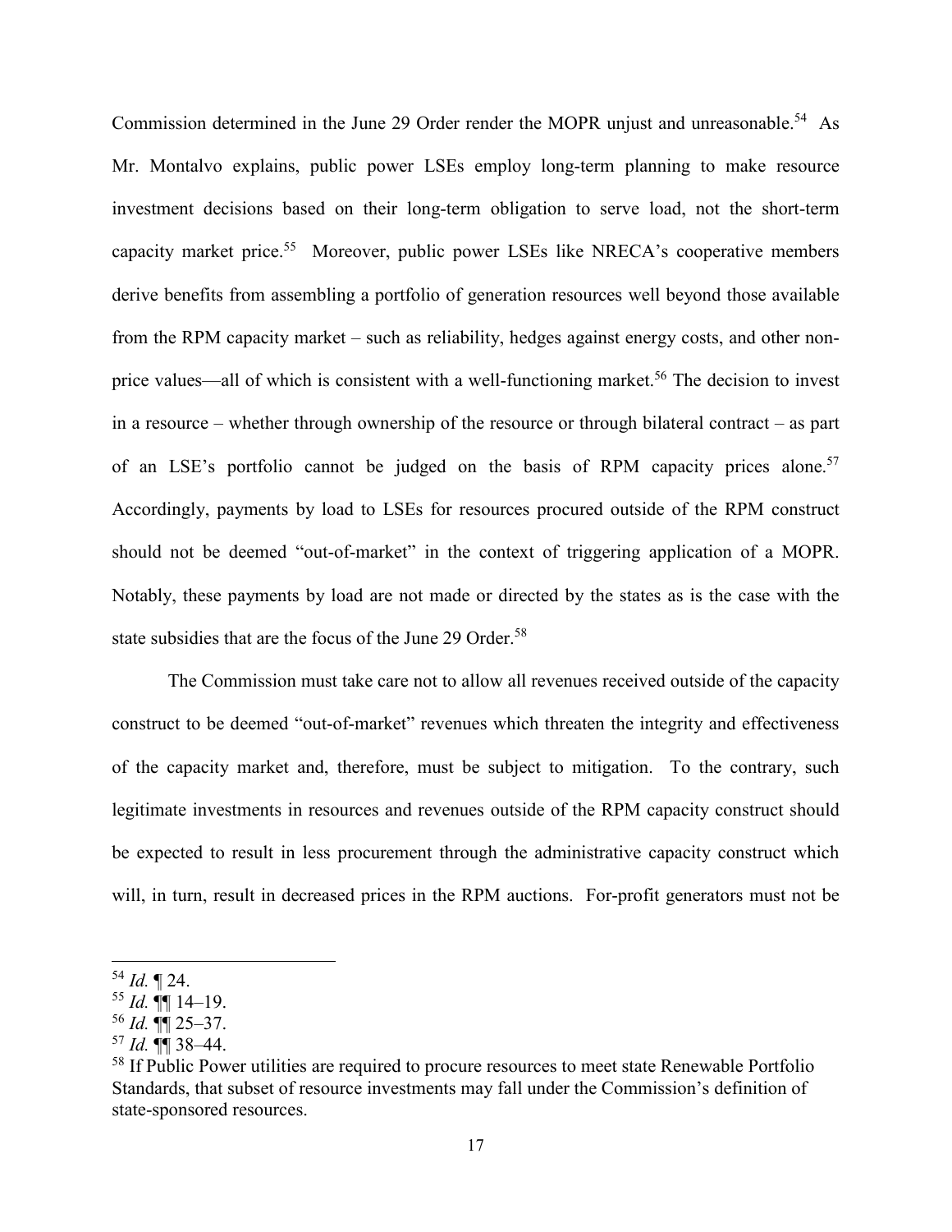Commission determined in the June 29 Order render the MOPR unjust and unreasonable.[54] As Mr. Montalvo explains, public power LSEs employ long-term planning to make resource investment decisions based on their long-term obligation to serve load, not the short-term capacity market price.[55] Moreover, public power LSEs like NRECA's cooperative members derive benefits from assembling a portfolio of generation resources well beyond those available from the RPM capacity market – such as reliability, hedges against energy costs, and other non-price values—all of which is consistent with a well-functioning market.[56] The decision to invest in a resource – whether through ownership of the resource or through bilateral contract – as part of an LSE's portfolio cannot be judged on the basis of RPM capacity prices alone.[57] Accordingly, payments by load to LSEs for resources procured outside of the RPM construct should not be deemed "out-of-market" in the context of triggering application of a MOPR. Notably, these payments by load are not made or directed by the states as is the case with the state subsidies that are the focus of the June 29 Order.[58]

The Commission must take care not to allow all revenues received outside of the capacity construct to be deemed "out-of-market" revenues which threaten the integrity and effectiveness of the capacity market and, therefore, must be subject to mitigation. To the contrary, such legitimate investments in resources and revenues outside of the RPM capacity construct should be expected to result in less procurement through the administrative capacity construct which will, in turn, result in decreased prices in the RPM auctions. For-profit generators must not be

---

[54] *Id.* ¶ 24.

[55] *Id.* ¶¶ 14–19.

[56] *Id.* ¶¶ 25–37.

[57] *Id.* ¶¶ 38–44.

[58] If Public Power utilities are required to procure resources to meet state Renewable Portfolio Standards, that subset of resource investments may fall under the Commission's definition of state-sponsored resources.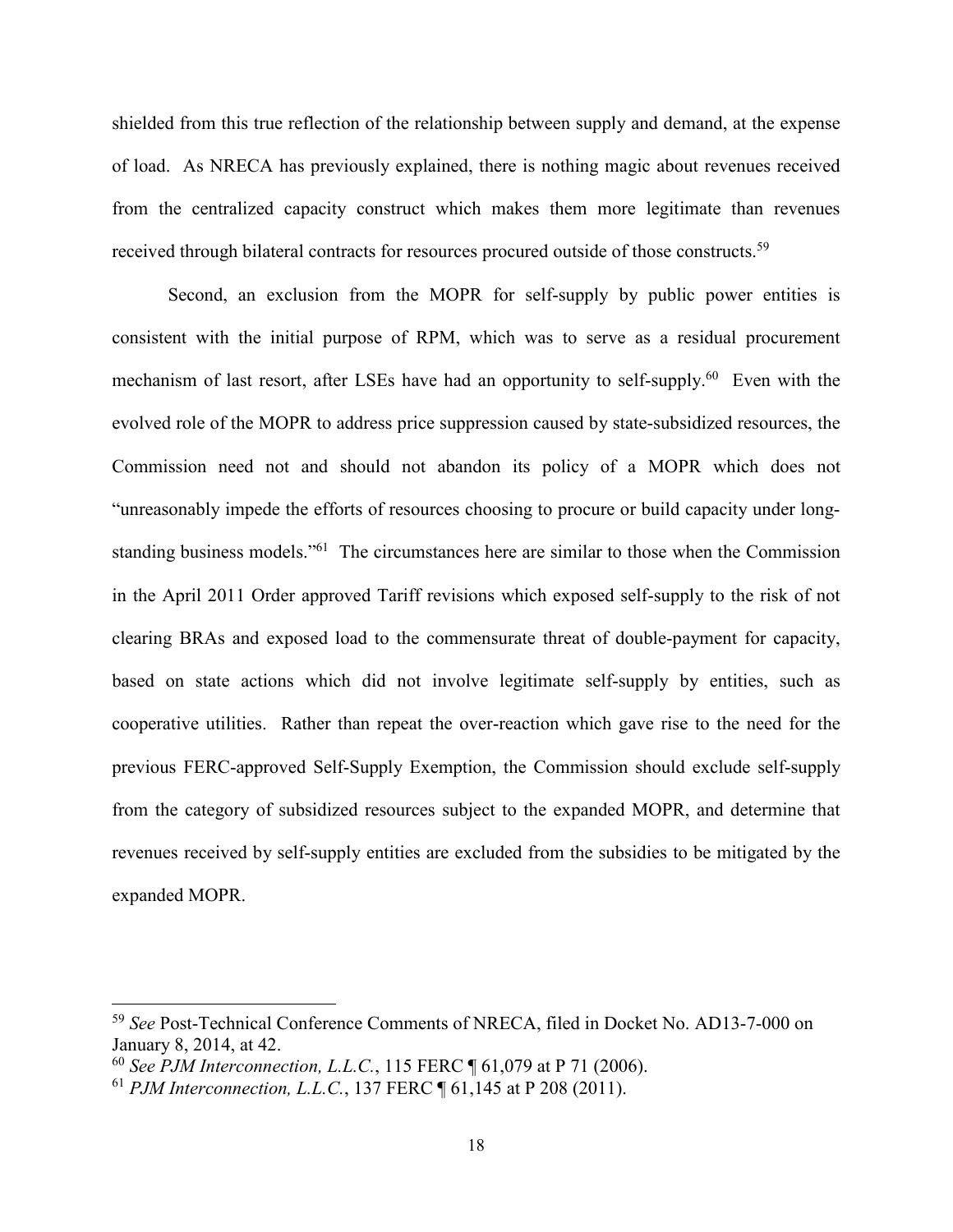shielded from this true reflection of the relationship between supply and demand, at the expense of load. As NRECA has previously explained, there is nothing magic about revenues received from the centralized capacity construct which makes them more legitimate than revenues received through bilateral contracts for resources procured outside of those constructs.[59]

Second, an exclusion from the MOPR for self-supply by public power entities is consistent with the initial purpose of RPM, which was to serve as a residual procurement mechanism of last resort, after LSEs have had an opportunity to self-supply.[60] Even with the evolved role of the MOPR to address price suppression caused by state-subsidized resources, the Commission need not and should not abandon its policy of a MOPR which does not "unreasonably impede the efforts of resources choosing to procure or build capacity under long-standing business models."[61] The circumstances here are similar to those when the Commission in the April 2011 Order approved Tariff revisions which exposed self-supply to the risk of not clearing BRAs and exposed load to the commensurate threat of double-payment for capacity, based on state actions which did not involve legitimate self-supply by entities, such as cooperative utilities. Rather than repeat the over-reaction which gave rise to the need for the previous FERC-approved Self-Supply Exemption, the Commission should exclude self-supply from the category of subsidized resources subject to the expanded MOPR, and determine that revenues received by self-supply entities are excluded from the subsidies to be mitigated by the expanded MOPR.

---

[59] *See* Post-Technical Conference Comments of NRECA, filed in Docket No. AD13-7-000 on January 8, 2014, at 42.

[60] *See PJM Interconnection, L.L.C.*, 115 FERC ¶ 61,079 at P 71 (2006).

[61] *PJM Interconnection, L.L.C.*, 137 FERC ¶ 61,145 at P 208 (2011).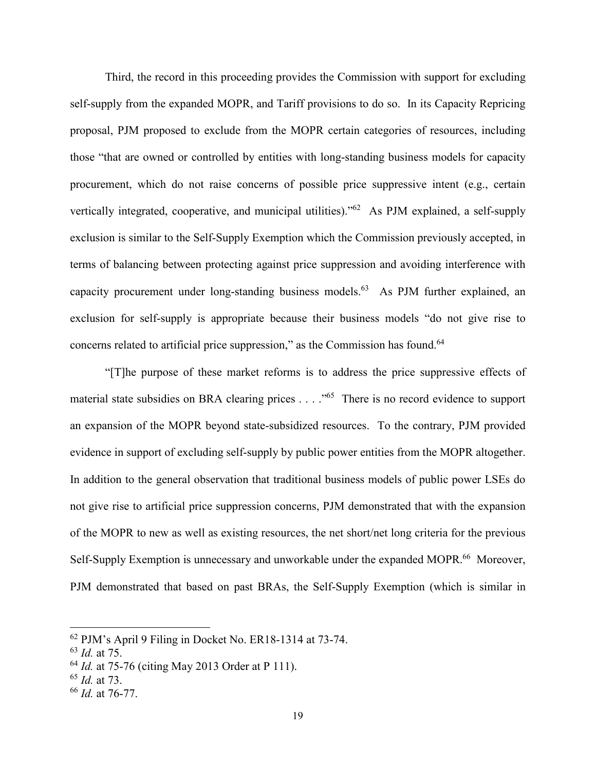Third, the record in this proceeding provides the Commission with support for excluding self-supply from the expanded MOPR, and Tariff provisions to do so. In its Capacity Repricing proposal, PJM proposed to exclude from the MOPR certain categories of resources, including those "that are owned or controlled by entities with long-standing business models for capacity procurement, which do not raise concerns of possible price suppressive intent (e.g., certain vertically integrated, cooperative, and municipal utilities)."[62] As PJM explained, a self-supply exclusion is similar to the Self-Supply Exemption which the Commission previously accepted, in terms of balancing between protecting against price suppression and avoiding interference with capacity procurement under long-standing business models.[63] As PJM further explained, an exclusion for self-supply is appropriate because their business models "do not give rise to concerns related to artificial price suppression," as the Commission has found.[64]

"[T]he purpose of these market reforms is to address the price suppressive effects of material state subsidies on BRA clearing prices . . . ."[65] There is no record evidence to support an expansion of the MOPR beyond state-subsidized resources. To the contrary, PJM provided evidence in support of excluding self-supply by public power entities from the MOPR altogether. In addition to the general observation that traditional business models of public power LSEs do not give rise to artificial price suppression concerns, PJM demonstrated that with the expansion of the MOPR to new as well as existing resources, the net short/net long criteria for the previous Self-Supply Exemption is unnecessary and unworkable under the expanded MOPR.[66] Moreover, PJM demonstrated that based on past BRAs, the Self-Supply Exemption (which is similar in

---

[62] PJM's April 9 Filing in Docket No. ER18-1314 at 73-74.

[63] *Id.* at 75.

[64] *Id.* at 75-76 (citing May 2013 Order at P 111).

[65] *Id.* at 73.

[66] *Id.* at 76-77.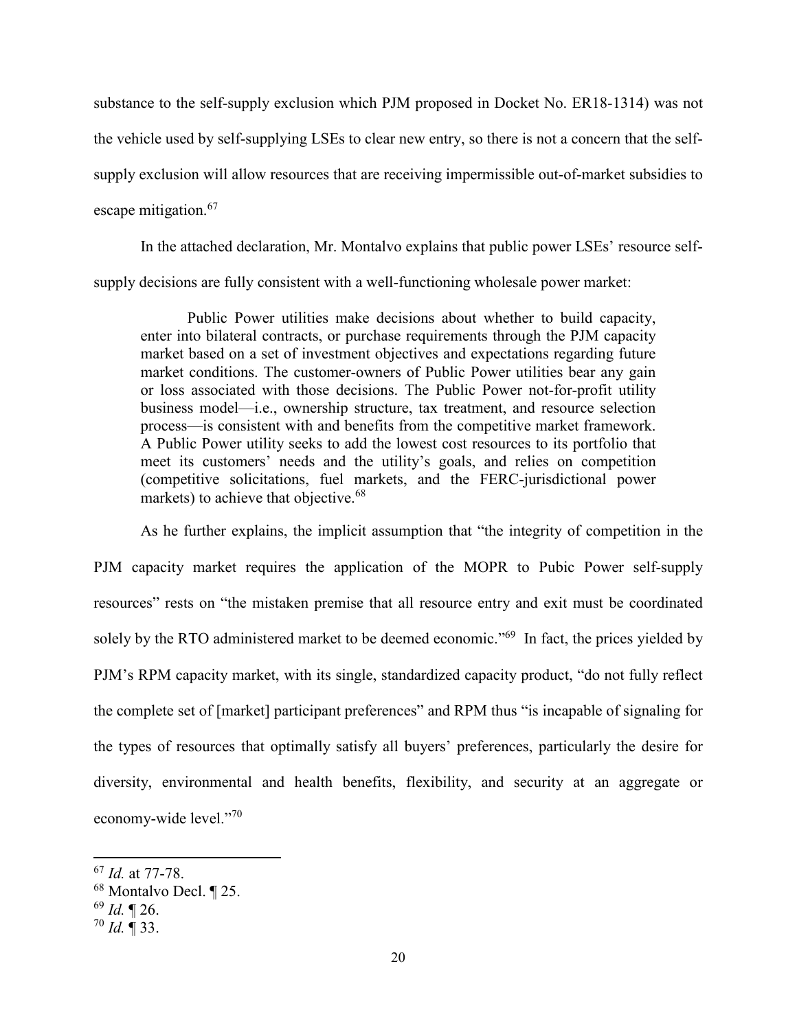substance to the self-supply exclusion which PJM proposed in Docket No. ER18-1314) was not the vehicle used by self-supplying LSEs to clear new entry, so there is not a concern that the self-supply exclusion will allow resources that are receiving impermissible out-of-market subsidies to escape mitigation.[67]

In the attached declaration, Mr. Montalvo explains that public power LSEs' resource self-supply decisions are fully consistent with a well-functioning wholesale power market:

> Public Power utilities make decisions about whether to build capacity, enter into bilateral contracts, or purchase requirements through the PJM capacity market based on a set of investment objectives and expectations regarding future market conditions. The customer-owners of Public Power utilities bear any gain or loss associated with those decisions. The Public Power not-for-profit utility business model—i.e., ownership structure, tax treatment, and resource selection process—is consistent with and benefits from the competitive market framework. A Public Power utility seeks to add the lowest cost resources to its portfolio that meet its customers' needs and the utility's goals, and relies on competition (competitive solicitations, fuel markets, and the FERC-jurisdictional power markets) to achieve that objective.[68]

As he further explains, the implicit assumption that "the integrity of competition in the PJM capacity market requires the application of the MOPR to Pubic Power self-supply resources" rests on "the mistaken premise that all resource entry and exit must be coordinated solely by the RTO administered market to be deemed economic."[69] In fact, the prices yielded by PJM's RPM capacity market, with its single, standardized capacity product, "do not fully reflect the complete set of [market] participant preferences" and RPM thus "is incapable of signaling for the types of resources that optimally satisfy all buyers' preferences, particularly the desire for diversity, environmental and health benefits, flexibility, and security at an aggregate or economy-wide level."[70]

---

[67] *Id.* at 77-78.

[68] Montalvo Decl. ¶ 25.

[69] *Id.* ¶ 26.

[70] *Id.* ¶ 33.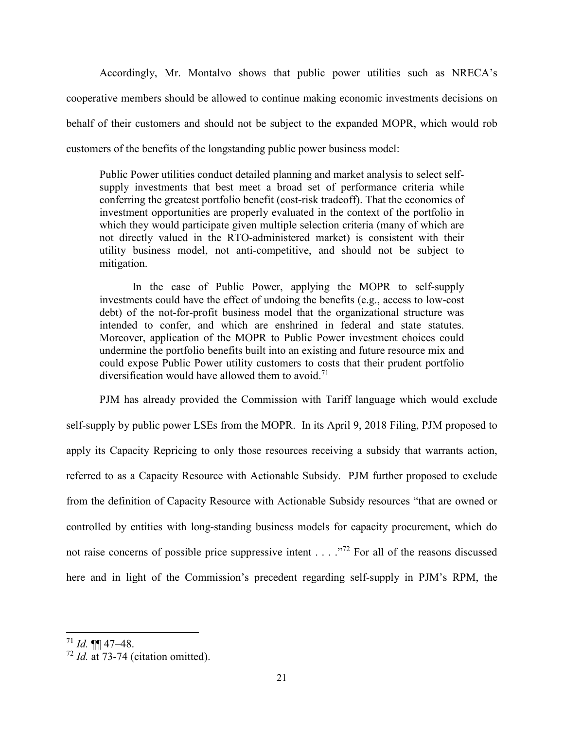Accordingly, Mr. Montalvo shows that public power utilities such as NRECA's cooperative members should be allowed to continue making economic investments decisions on behalf of their customers and should not be subject to the expanded MOPR, which would rob customers of the benefits of the longstanding public power business model:

> Public Power utilities conduct detailed planning and market analysis to select self-supply investments that best meet a broad set of performance criteria while conferring the greatest portfolio benefit (cost-risk tradeoff). That the economics of investment opportunities are properly evaluated in the context of the portfolio in which they would participate given multiple selection criteria (many of which are not directly valued in the RTO-administered market) is consistent with their utility business model, not anti-competitive, and should not be subject to mitigation.
>
> In the case of Public Power, applying the MOPR to self-supply investments could have the effect of undoing the benefits (e.g., access to low-cost debt) of the not-for-profit business model that the organizational structure was intended to confer, and which are enshrined in federal and state statutes. Moreover, application of the MOPR to Public Power investment choices could undermine the portfolio benefits built into an existing and future resource mix and could expose Public Power utility customers to costs that their prudent portfolio diversification would have allowed them to avoid.[71]

PJM has already provided the Commission with Tariff language which would exclude self-supply by public power LSEs from the MOPR. In its April 9, 2018 Filing, PJM proposed to apply its Capacity Repricing to only those resources receiving a subsidy that warrants action, referred to as a Capacity Resource with Actionable Subsidy. PJM further proposed to exclude from the definition of Capacity Resource with Actionable Subsidy resources "that are owned or controlled by entities with long-standing business models for capacity procurement, which do not raise concerns of possible price suppressive intent . . . ."[72] For all of the reasons discussed here and in light of the Commission's precedent regarding self-supply in PJM's RPM, the

---

[71] *Id.* ¶¶ 47–48.

[72] *Id.* at 73-74 (citation omitted).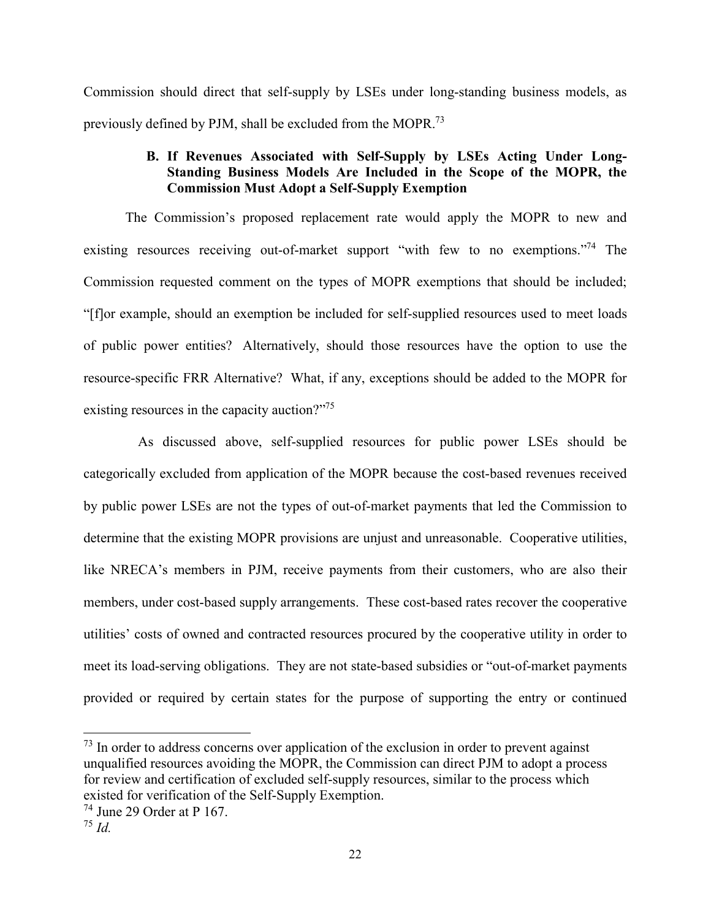Commission should direct that self-supply by LSEs under long-standing business models, as previously defined by PJM, shall be excluded from the MOPR.[73]

### B. If Revenues Associated with Self-Supply by LSEs Acting Under Long-Standing Business Models Are Included in the Scope of the MOPR, the Commission Must Adopt a Self-Supply Exemption

The Commission's proposed replacement rate would apply the MOPR to new and existing resources receiving out-of-market support "with few to no exemptions."[74] The Commission requested comment on the types of MOPR exemptions that should be included; "[f]or example, should an exemption be included for self-supplied resources used to meet loads of public power entities? Alternatively, should those resources have the option to use the resource-specific FRR Alternative? What, if any, exceptions should be added to the MOPR for existing resources in the capacity auction?"[75]

As discussed above, self-supplied resources for public power LSEs should be categorically excluded from application of the MOPR because the cost-based revenues received by public power LSEs are not the types of out-of-market payments that led the Commission to determine that the existing MOPR provisions are unjust and unreasonable. Cooperative utilities, like NRECA's members in PJM, receive payments from their customers, who are also their members, under cost-based supply arrangements. These cost-based rates recover the cooperative utilities' costs of owned and contracted resources procured by the cooperative utility in order to meet its load-serving obligations. They are not state-based subsidies or "out-of-market payments provided or required by certain states for the purpose of supporting the entry or continued

---

[73] In order to address concerns over application of the exclusion in order to prevent against unqualified resources avoiding the MOPR, the Commission can direct PJM to adopt a process for review and certification of excluded self-supply resources, similar to the process which existed for verification of the Self-Supply Exemption.

[74] June 29 Order at P 167.

[75] *Id.*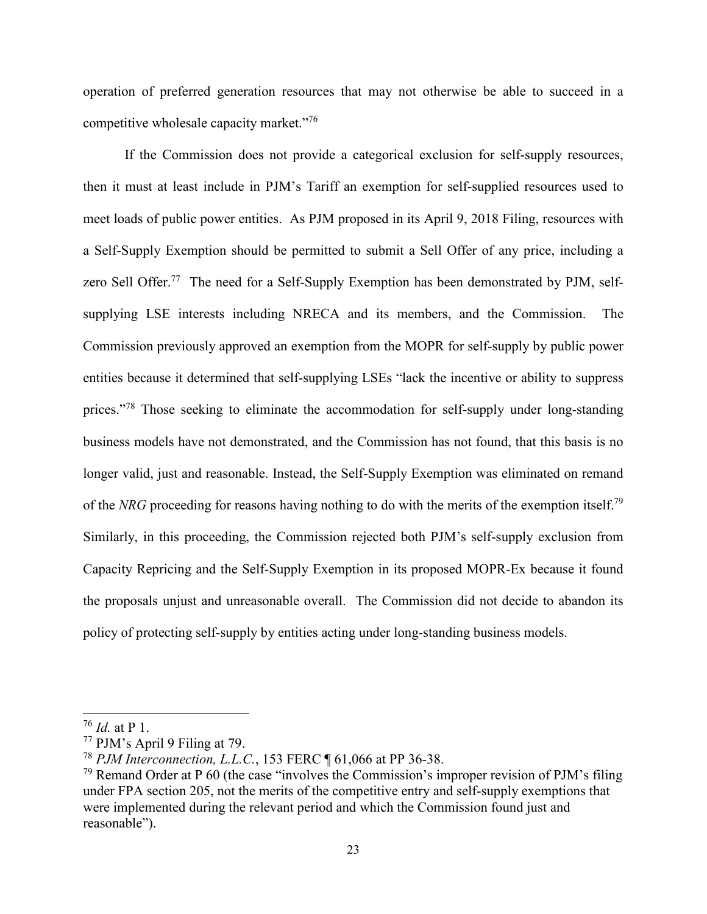operation of preferred generation resources that may not otherwise be able to succeed in a competitive wholesale capacity market."[76]

If the Commission does not provide a categorical exclusion for self-supply resources, then it must at least include in PJM's Tariff an exemption for self-supplied resources used to meet loads of public power entities. As PJM proposed in its April 9, 2018 Filing, resources with a Self-Supply Exemption should be permitted to submit a Sell Offer of any price, including a zero Sell Offer.[77] The need for a Self-Supply Exemption has been demonstrated by PJM, self-supplying LSE interests including NRECA and its members, and the Commission. The Commission previously approved an exemption from the MOPR for self-supply by public power entities because it determined that self-supplying LSEs "lack the incentive or ability to suppress prices."[78] Those seeking to eliminate the accommodation for self-supply under long-standing business models have not demonstrated, and the Commission has not found, that this basis is no longer valid, just and reasonable. Instead, the Self-Supply Exemption was eliminated on remand of the *NRG* proceeding for reasons having nothing to do with the merits of the exemption itself.[79] Similarly, in this proceeding, the Commission rejected both PJM's self-supply exclusion from Capacity Repricing and the Self-Supply Exemption in its proposed MOPR-Ex because it found the proposals unjust and unreasonable overall. The Commission did not decide to abandon its policy of protecting self-supply by entities acting under long-standing business models.

---

[76] *Id.* at P 1.

[77] PJM's April 9 Filing at 79.

[78] *PJM Interconnection, L.L.C.*, 153 FERC ¶ 61,066 at PP 36-38.

[79] Remand Order at P 60 (the case "involves the Commission's improper revision of PJM's filing under FPA section 205, not the merits of the competitive entry and self-supply exemptions that were implemented during the relevant period and which the Commission found just and reasonable").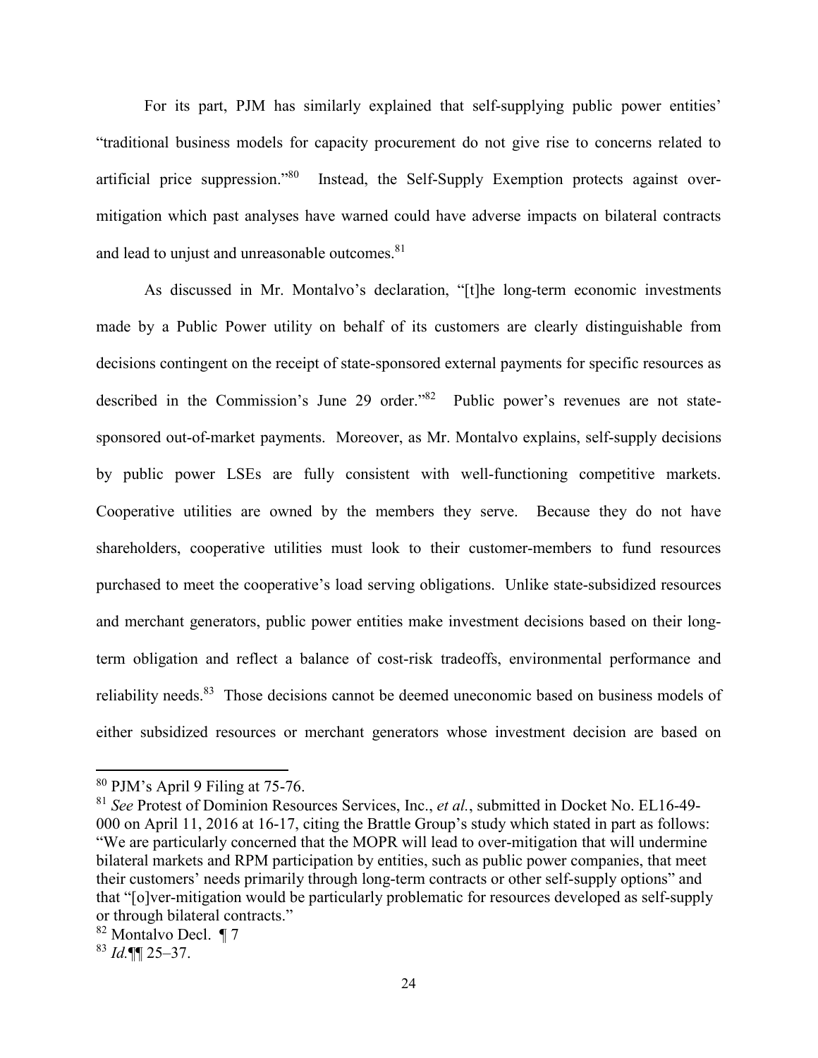For its part, PJM has similarly explained that self-supplying public power entities' "traditional business models for capacity procurement do not give rise to concerns related to artificial price suppression."[80] Instead, the Self-Supply Exemption protects against over-mitigation which past analyses have warned could have adverse impacts on bilateral contracts and lead to unjust and unreasonable outcomes.[81]

As discussed in Mr. Montalvo's declaration, "[t]he long-term economic investments made by a Public Power utility on behalf of its customers are clearly distinguishable from decisions contingent on the receipt of state-sponsored external payments for specific resources as described in the Commission's June 29 order."[82] Public power's revenues are not state-sponsored out-of-market payments. Moreover, as Mr. Montalvo explains, self-supply decisions by public power LSEs are fully consistent with well-functioning competitive markets. Cooperative utilities are owned by the members they serve. Because they do not have shareholders, cooperative utilities must look to their customer-members to fund resources purchased to meet the cooperative's load serving obligations. Unlike state-subsidized resources and merchant generators, public power entities make investment decisions based on their long-term obligation and reflect a balance of cost-risk tradeoffs, environmental performance and reliability needs.[83] Those decisions cannot be deemed uneconomic based on business models of either subsidized resources or merchant generators whose investment decision are based on

---

[80] PJM's April 9 Filing at 75-76.

[81] *See* Protest of Dominion Resources Services, Inc., *et al.*, submitted in Docket No. EL16-49-000 on April 11, 2016 at 16-17, citing the Brattle Group's study which stated in part as follows: "We are particularly concerned that the MOPR will lead to over-mitigation that will undermine bilateral markets and RPM participation by entities, such as public power companies, that meet their customers' needs primarily through long-term contracts or other self-supply options" and that "[o]ver-mitigation would be particularly problematic for resources developed as self-supply or through bilateral contracts."

[82] Montalvo Decl. ¶ 7

[83] *Id.*¶¶ 25–37.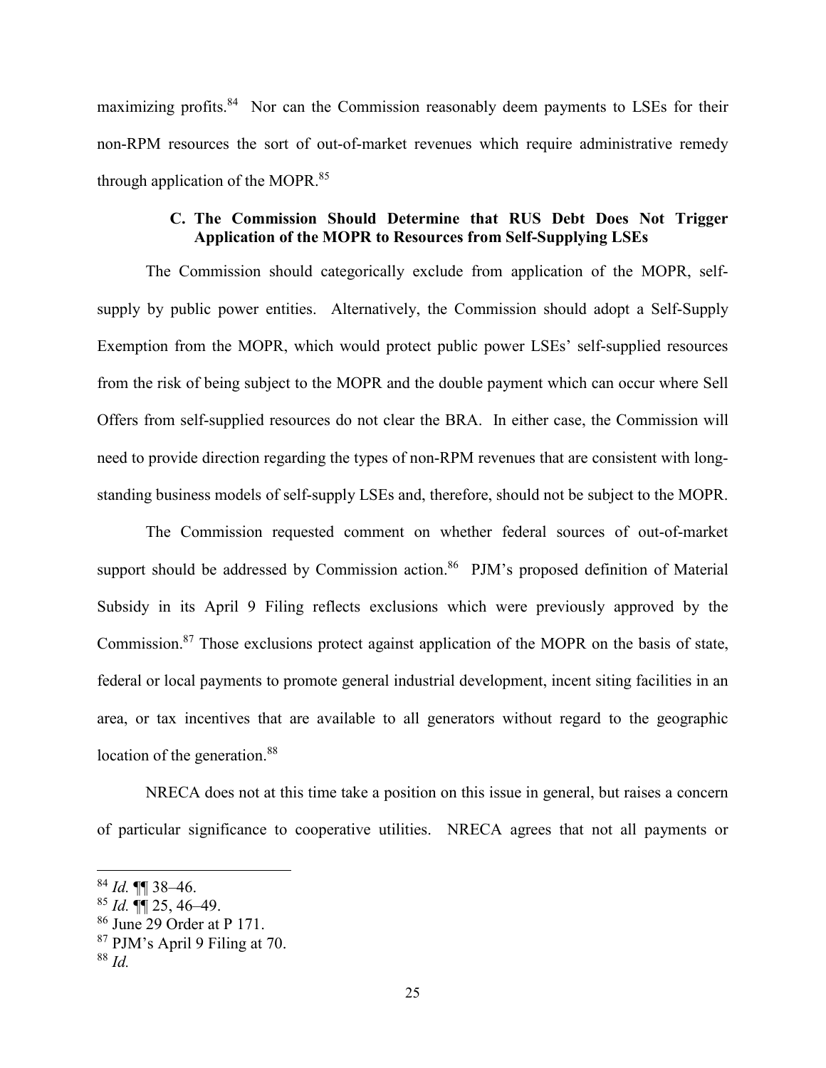maximizing profits.[84] Nor can the Commission reasonably deem payments to LSEs for their non-RPM resources the sort of out-of-market revenues which require administrative remedy through application of the MOPR.[85]

### C. The Commission Should Determine that RUS Debt Does Not Trigger Application of the MOPR to Resources from Self-Supplying LSEs

The Commission should categorically exclude from application of the MOPR, self-supply by public power entities. Alternatively, the Commission should adopt a Self-Supply Exemption from the MOPR, which would protect public power LSEs' self-supplied resources from the risk of being subject to the MOPR and the double payment which can occur where Sell Offers from self-supplied resources do not clear the BRA. In either case, the Commission will need to provide direction regarding the types of non-RPM revenues that are consistent with long-standing business models of self-supply LSEs and, therefore, should not be subject to the MOPR.

The Commission requested comment on whether federal sources of out-of-market support should be addressed by Commission action.[86] PJM's proposed definition of Material Subsidy in its April 9 Filing reflects exclusions which were previously approved by the Commission.[87] Those exclusions protect against application of the MOPR on the basis of state, federal or local payments to promote general industrial development, incent siting facilities in an area, or tax incentives that are available to all generators without regard to the geographic location of the generation.[88]

NRECA does not at this time take a position on this issue in general, but raises a concern of particular significance to cooperative utilities. NRECA agrees that not all payments or

[84] *Id.* ¶¶ 38–46.

[85] *Id.* ¶¶ 25, 46–49.

[86] June 29 Order at P 171.

[87] PJM's April 9 Filing at 70.

[88] *Id.*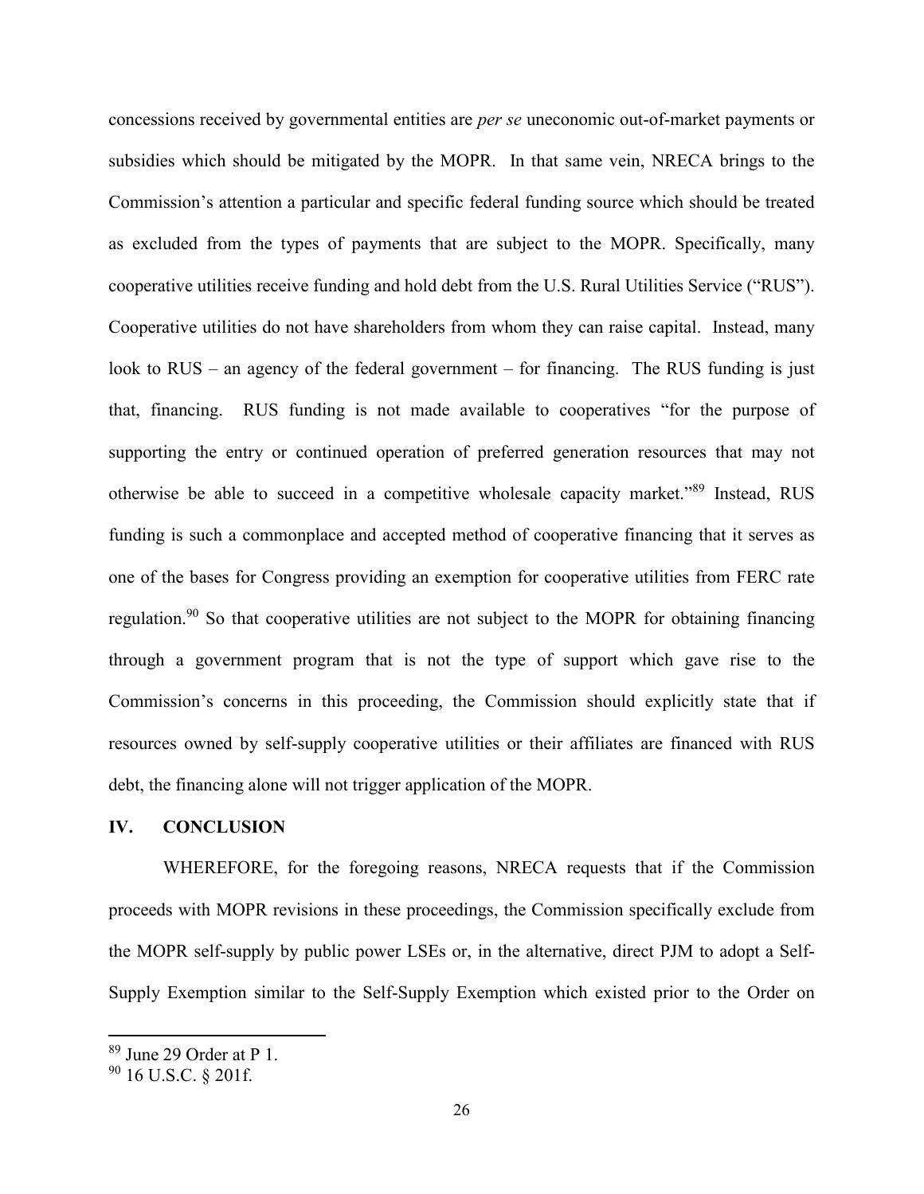concessions received by governmental entities are *per se* uneconomic out-of-market payments or subsidies which should be mitigated by the MOPR. In that same vein, NRECA brings to the Commission's attention a particular and specific federal funding source which should be treated as excluded from the types of payments that are subject to the MOPR. Specifically, many cooperative utilities receive funding and hold debt from the U.S. Rural Utilities Service ("RUS"). Cooperative utilities do not have shareholders from whom they can raise capital. Instead, many look to RUS – an agency of the federal government – for financing. The RUS funding is just that, financing. RUS funding is not made available to cooperatives "for the purpose of supporting the entry or continued operation of preferred generation resources that may not otherwise be able to succeed in a competitive wholesale capacity market."[89] Instead, RUS funding is such a commonplace and accepted method of cooperative financing that it serves as one of the bases for Congress providing an exemption for cooperative utilities from FERC rate regulation.[90] So that cooperative utilities are not subject to the MOPR for obtaining financing through a government program that is not the type of support which gave rise to the Commission's concerns in this proceeding, the Commission should explicitly state that if resources owned by self-supply cooperative utilities or their affiliates are financed with RUS debt, the financing alone will not trigger application of the MOPR.

## IV. CONCLUSION

WHEREFORE, for the foregoing reasons, NRECA requests that if the Commission proceeds with MOPR revisions in these proceedings, the Commission specifically exclude from the MOPR self-supply by public power LSEs or, in the alternative, direct PJM to adopt a Self-Supply Exemption similar to the Self-Supply Exemption which existed prior to the Order on

[89] June 29 Order at P 1.

[90] 16 U.S.C. § 201f.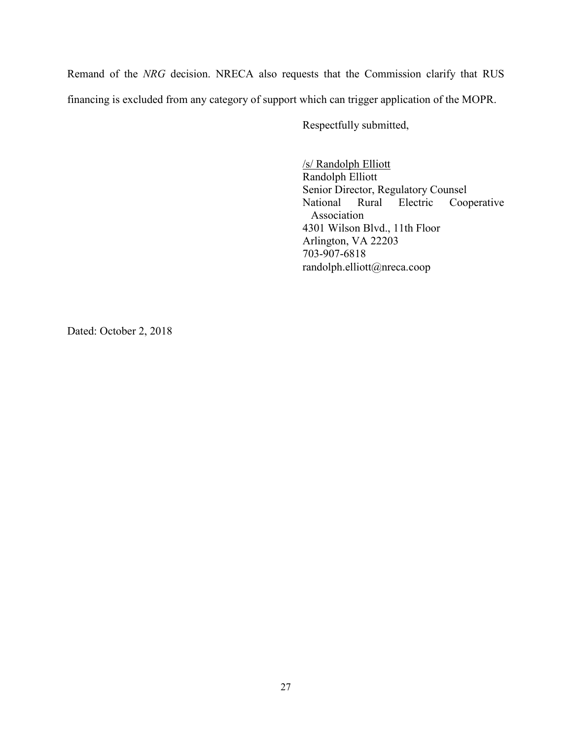Remand of the *NRG* decision. NRECA also requests that the Commission clarify that RUS financing is excluded from any category of support which can trigger application of the MOPR.

Respectfully submitted,

/s/ Randolph Elliott
Randolph Elliott
Senior Director, Regulatory Counsel
National Rural Electric Cooperative Association
4301 Wilson Blvd., 11th Floor
Arlington, VA 22203
703-907-6818
randolph.elliott@nreca.coop

Dated: October 2, 2018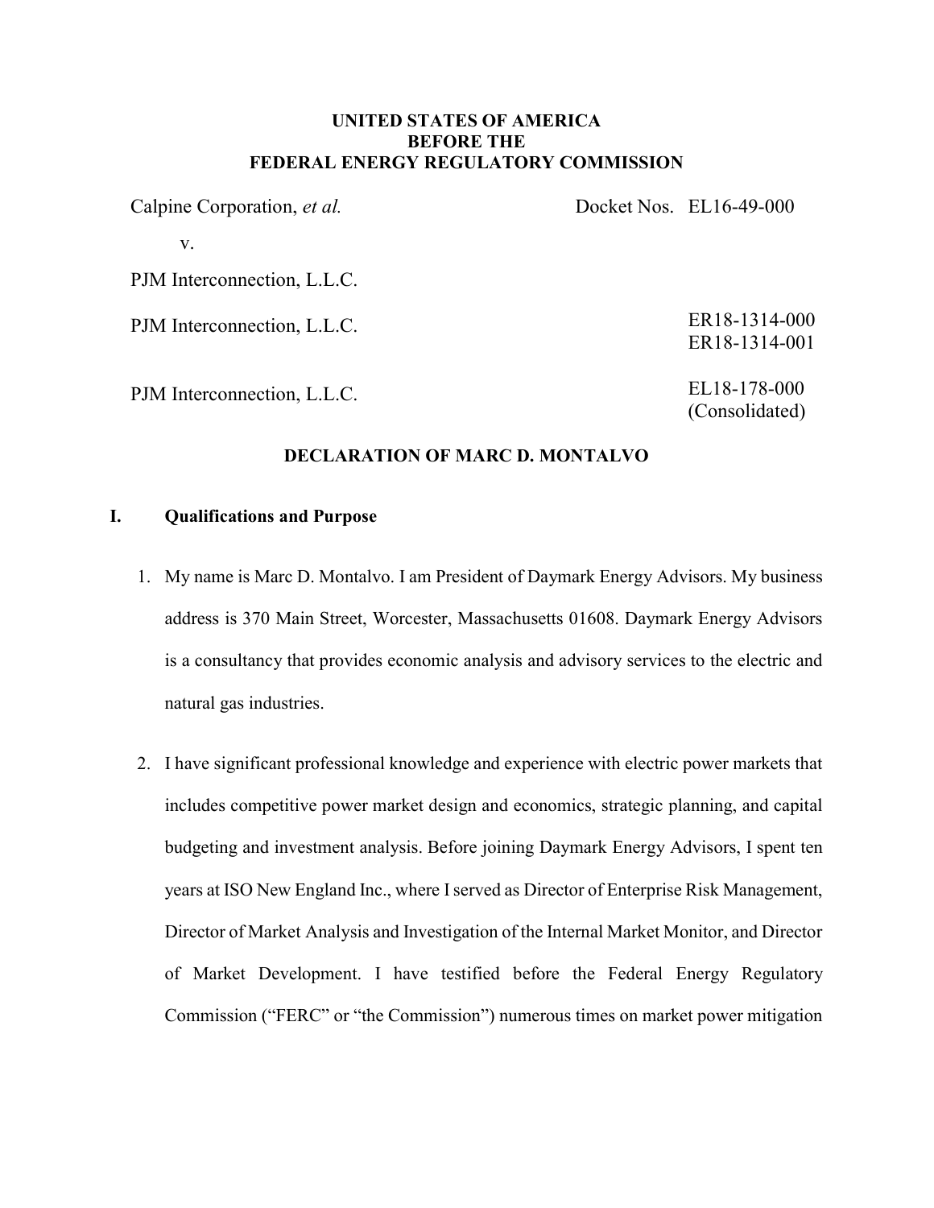**UNITED STATES OF AMERICA**
**BEFORE THE**
**FEDERAL ENERGY REGULATORY COMMISSION**

| | |
|---|---|
| Calpine Corporation, *et al.* | Docket Nos. EL16-49-000 |
| v. | |
| PJM Interconnection, L.L.C. | |
| PJM Interconnection, L.L.C. | ER18-1314-000<br>ER18-1314-001 |
| PJM Interconnection, L.L.C. | EL18-178-000<br>(Consolidated) |

## DECLARATION OF MARC D. MONTALVO

### I. Qualifications and Purpose

1. My name is Marc D. Montalvo. I am President of Daymark Energy Advisors. My business address is 370 Main Street, Worcester, Massachusetts 01608. Daymark Energy Advisors is a consultancy that provides economic analysis and advisory services to the electric and natural gas industries.

2. I have significant professional knowledge and experience with electric power markets that includes competitive power market design and economics, strategic planning, and capital budgeting and investment analysis. Before joining Daymark Energy Advisors, I spent ten years at ISO New England Inc., where I served as Director of Enterprise Risk Management, Director of Market Analysis and Investigation of the Internal Market Monitor, and Director of Market Development. I have testified before the Federal Energy Regulatory Commission ("FERC" or "the Commission") numerous times on market power mitigation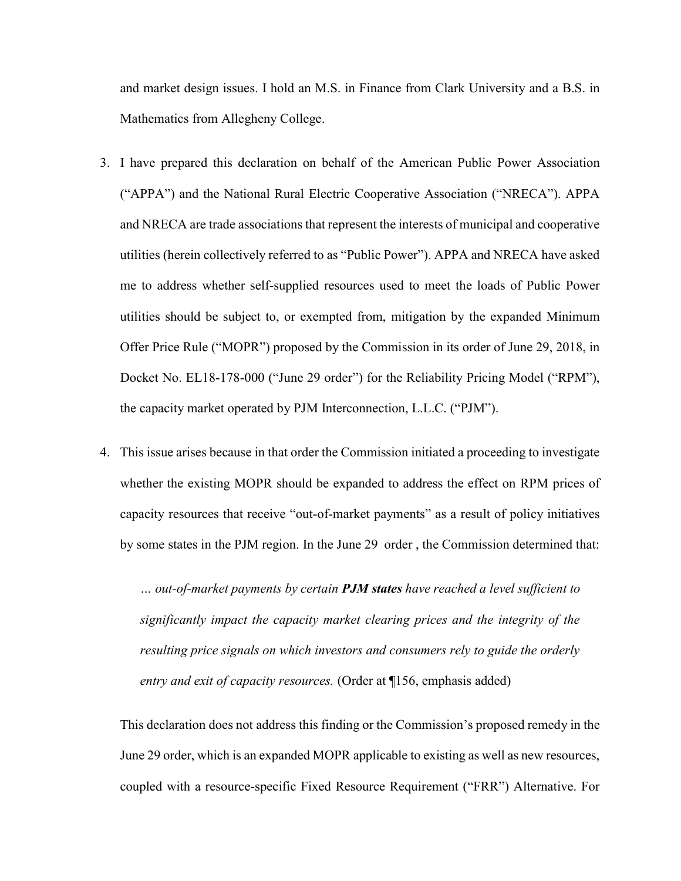and market design issues. I hold an M.S. in Finance from Clark University and a B.S. in Mathematics from Allegheny College.

3. I have prepared this declaration on behalf of the American Public Power Association ("APPA") and the National Rural Electric Cooperative Association ("NRECA"). APPA and NRECA are trade associations that represent the interests of municipal and cooperative utilities (herein collectively referred to as "Public Power"). APPA and NRECA have asked me to address whether self-supplied resources used to meet the loads of Public Power utilities should be subject to, or exempted from, mitigation by the expanded Minimum Offer Price Rule ("MOPR") proposed by the Commission in its order of June 29, 2018, in Docket No. EL18-178-000 ("June 29 order") for the Reliability Pricing Model ("RPM"), the capacity market operated by PJM Interconnection, L.L.C. ("PJM").

4. This issue arises because in that order the Commission initiated a proceeding to investigate whether the existing MOPR should be expanded to address the effect on RPM prices of capacity resources that receive "out-of-market payments" as a result of policy initiatives by some states in the PJM region. In the June 29 order , the Commission determined that:

   *… out-of-market payments by certain **PJM states** have reached a level sufficient to significantly impact the capacity market clearing prices and the integrity of the resulting price signals on which investors and consumers rely to guide the orderly entry and exit of capacity resources.* (Order at ¶156, emphasis added)

   This declaration does not address this finding or the Commission's proposed remedy in the June 29 order, which is an expanded MOPR applicable to existing as well as new resources, coupled with a resource-specific Fixed Resource Requirement ("FRR") Alternative. For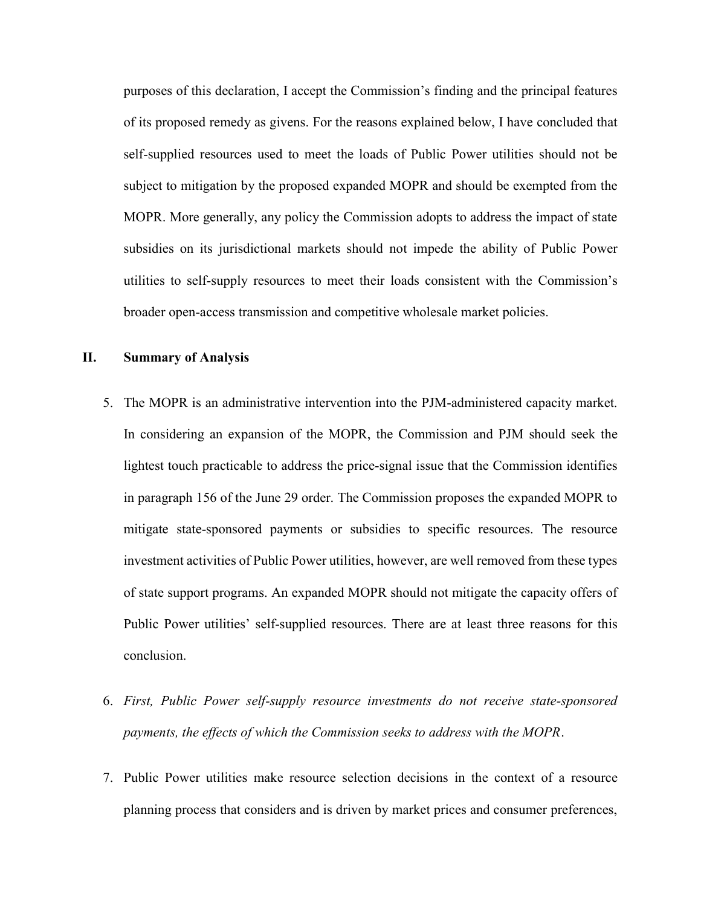purposes of this declaration, I accept the Commission's finding and the principal features of its proposed remedy as givens. For the reasons explained below, I have concluded that self-supplied resources used to meet the loads of Public Power utilities should not be subject to mitigation by the proposed expanded MOPR and should be exempted from the MOPR. More generally, any policy the Commission adopts to address the impact of state subsidies on its jurisdictional markets should not impede the ability of Public Power utilities to self-supply resources to meet their loads consistent with the Commission's broader open-access transmission and competitive wholesale market policies.

## II. Summary of Analysis

5. The MOPR is an administrative intervention into the PJM-administered capacity market. In considering an expansion of the MOPR, the Commission and PJM should seek the lightest touch practicable to address the price-signal issue that the Commission identifies in paragraph 156 of the June 29 order. The Commission proposes the expanded MOPR to mitigate state-sponsored payments or subsidies to specific resources. The resource investment activities of Public Power utilities, however, are well removed from these types of state support programs. An expanded MOPR should not mitigate the capacity offers of Public Power utilities' self-supplied resources. There are at least three reasons for this conclusion.

6. *First, Public Power self-supply resource investments do not receive state-sponsored payments, the effects of which the Commission seeks to address with the MOPR*.

7. Public Power utilities make resource selection decisions in the context of a resource planning process that considers and is driven by market prices and consumer preferences,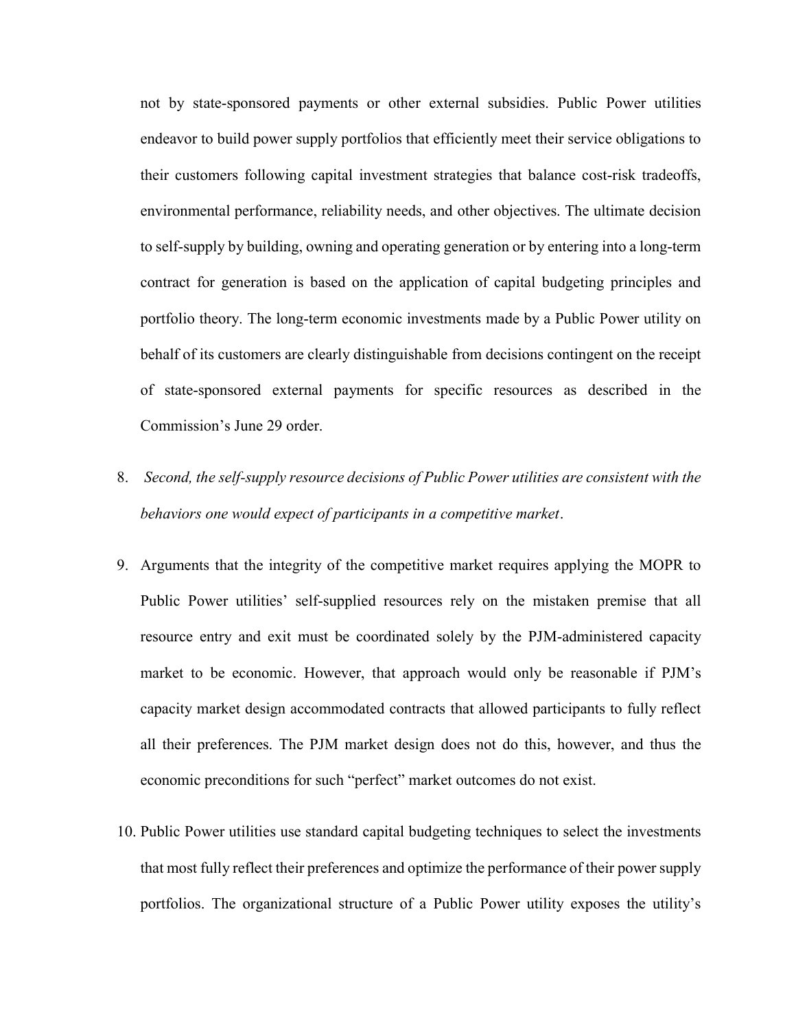not by state-sponsored payments or other external subsidies. Public Power utilities endeavor to build power supply portfolios that efficiently meet their service obligations to their customers following capital investment strategies that balance cost-risk tradeoffs, environmental performance, reliability needs, and other objectives. The ultimate decision to self-supply by building, owning and operating generation or by entering into a long-term contract for generation is based on the application of capital budgeting principles and portfolio theory. The long-term economic investments made by a Public Power utility on behalf of its customers are clearly distinguishable from decisions contingent on the receipt of state-sponsored external payments for specific resources as described in the Commission's June 29 order.

8. *Second, the self-supply resource decisions of Public Power utilities are consistent with the behaviors one would expect of participants in a competitive market*.

9. Arguments that the integrity of the competitive market requires applying the MOPR to Public Power utilities' self-supplied resources rely on the mistaken premise that all resource entry and exit must be coordinated solely by the PJM-administered capacity market to be economic. However, that approach would only be reasonable if PJM's capacity market design accommodated contracts that allowed participants to fully reflect all their preferences. The PJM market design does not do this, however, and thus the economic preconditions for such "perfect" market outcomes do not exist.

10. Public Power utilities use standard capital budgeting techniques to select the investments that most fully reflect their preferences and optimize the performance of their power supply portfolios. The organizational structure of a Public Power utility exposes the utility's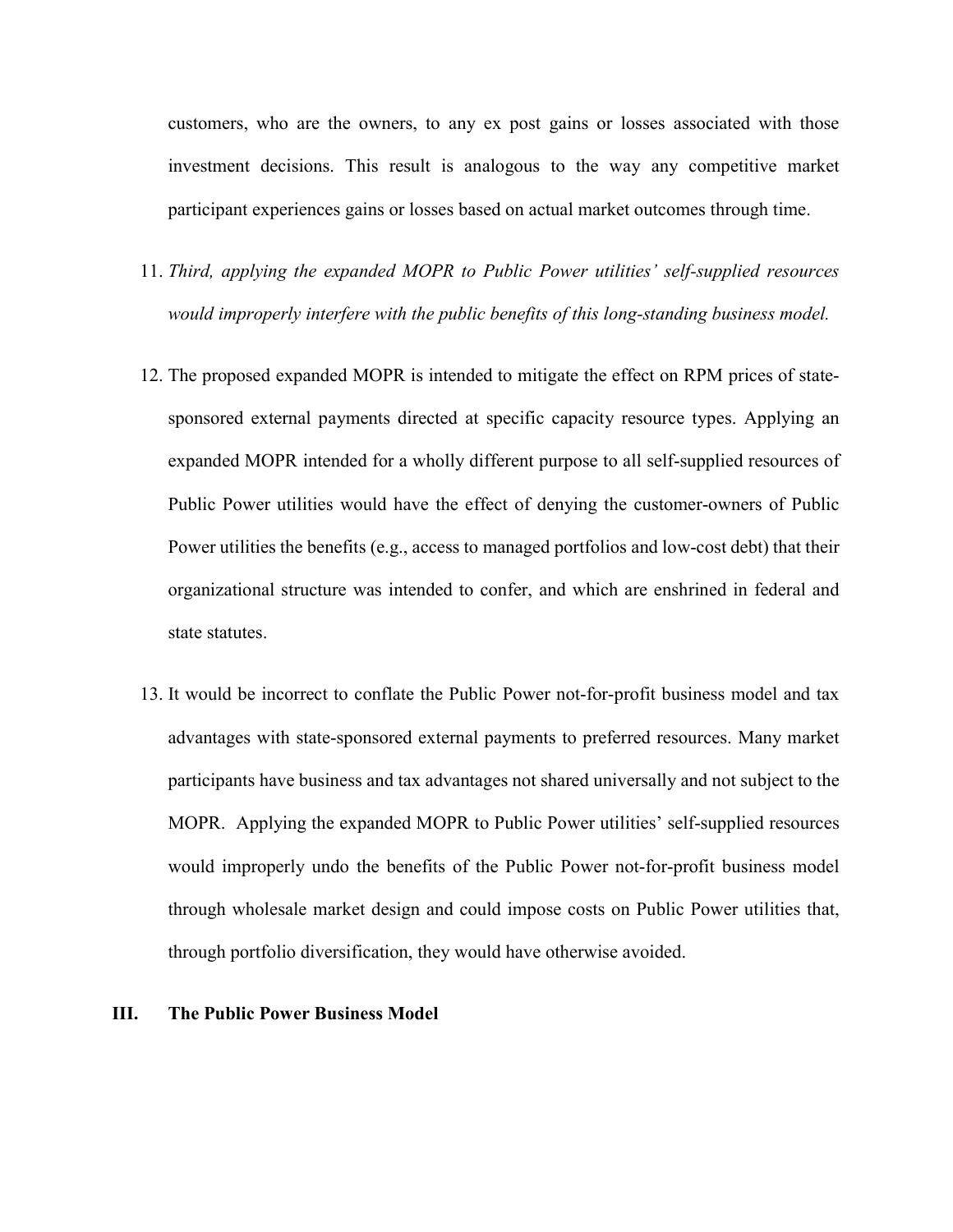customers, who are the owners, to any ex post gains or losses associated with those investment decisions. This result is analogous to the way any competitive market participant experiences gains or losses based on actual market outcomes through time.

11. *Third, applying the expanded MOPR to Public Power utilities' self-supplied resources would improperly interfere with the public benefits of this long-standing business model.*

12. The proposed expanded MOPR is intended to mitigate the effect on RPM prices of state-sponsored external payments directed at specific capacity resource types. Applying an expanded MOPR intended for a wholly different purpose to all self-supplied resources of Public Power utilities would have the effect of denying the customer-owners of Public Power utilities the benefits (e.g., access to managed portfolios and low-cost debt) that their organizational structure was intended to confer, and which are enshrined in federal and state statutes.

13. It would be incorrect to conflate the Public Power not-for-profit business model and tax advantages with state-sponsored external payments to preferred resources. Many market participants have business and tax advantages not shared universally and not subject to the MOPR. Applying the expanded MOPR to Public Power utilities' self-supplied resources would improperly undo the benefits of the Public Power not-for-profit business model through wholesale market design and could impose costs on Public Power utilities that, through portfolio diversification, they would have otherwise avoided.

## III. The Public Power Business Model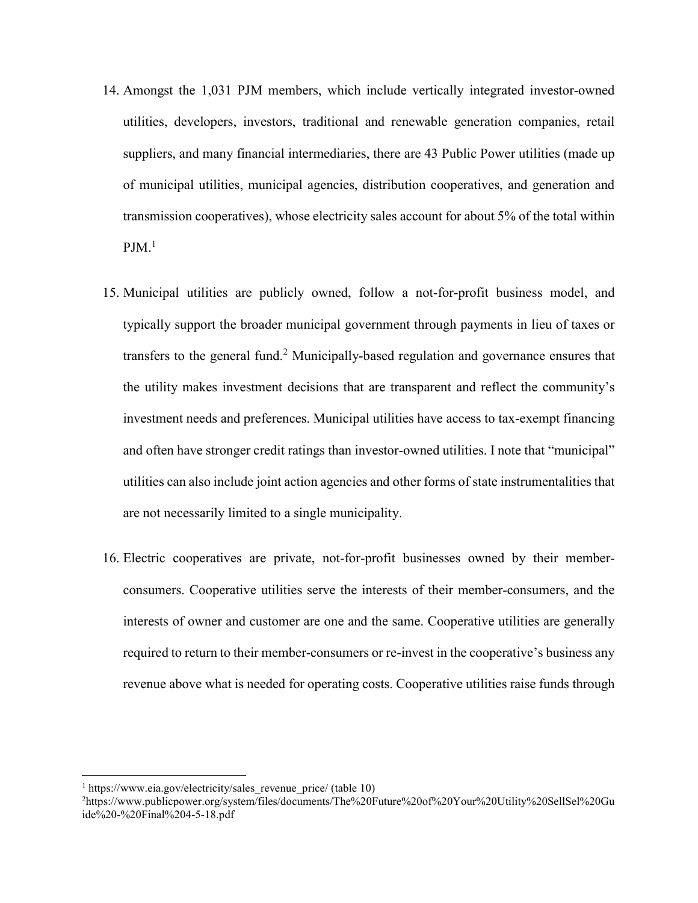14. Amongst the 1,031 PJM members, which include vertically integrated investor-owned utilities, developers, investors, traditional and renewable generation companies, retail suppliers, and many financial intermediaries, there are 43 Public Power utilities (made up of municipal utilities, municipal agencies, distribution cooperatives, and generation and transmission cooperatives), whose electricity sales account for about 5% of the total within PJM.[1]

15. Municipal utilities are publicly owned, follow a not-for-profit business model, and typically support the broader municipal government through payments in lieu of taxes or transfers to the general fund.[2] Municipally-based regulation and governance ensures that the utility makes investment decisions that are transparent and reflect the community's investment needs and preferences. Municipal utilities have access to tax-exempt financing and often have stronger credit ratings than investor-owned utilities. I note that "municipal" utilities can also include joint action agencies and other forms of state instrumentalities that are not necessarily limited to a single municipality.

16. Electric cooperatives are private, not-for-profit businesses owned by their member-consumers. Cooperative utilities serve the interests of their member-consumers, and the interests of owner and customer are one and the same. Cooperative utilities are generally required to return to their member-consumers or re-invest in the cooperative's business any revenue above what is needed for operating costs. Cooperative utilities raise funds through

---

[1] https://www.eia.gov/electricity/sales_revenue_price/ (table 10)

[2] https://www.publicpower.org/system/files/documents/The%20Future%20of%20Your%20Utility%20SellSel%20Guide%20-%20Final%204-5-18.pdf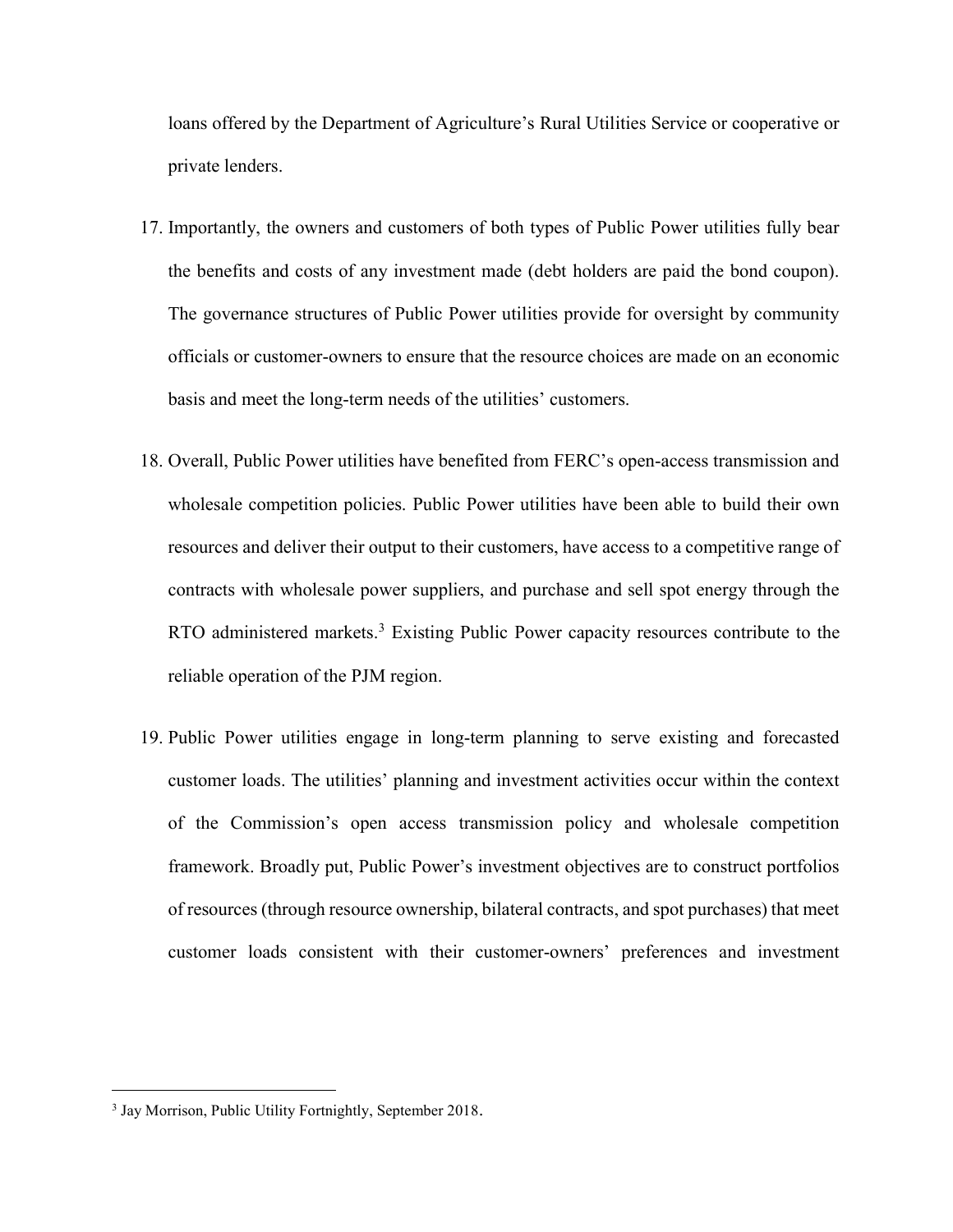loans offered by the Department of Agriculture's Rural Utilities Service or cooperative or private lenders.

17. Importantly, the owners and customers of both types of Public Power utilities fully bear the benefits and costs of any investment made (debt holders are paid the bond coupon). The governance structures of Public Power utilities provide for oversight by community officials or customer-owners to ensure that the resource choices are made on an economic basis and meet the long-term needs of the utilities' customers.

18. Overall, Public Power utilities have benefited from FERC's open-access transmission and wholesale competition policies. Public Power utilities have been able to build their own resources and deliver their output to their customers, have access to a competitive range of contracts with wholesale power suppliers, and purchase and sell spot energy through the RTO administered markets.[3] Existing Public Power capacity resources contribute to the reliable operation of the PJM region.

19. Public Power utilities engage in long-term planning to serve existing and forecasted customer loads. The utilities' planning and investment activities occur within the context of the Commission's open access transmission policy and wholesale competition framework. Broadly put, Public Power's investment objectives are to construct portfolios of resources (through resource ownership, bilateral contracts, and spot purchases) that meet customer loads consistent with their customer-owners' preferences and investment

[3] Jay Morrison, Public Utility Fortnightly, September 2018.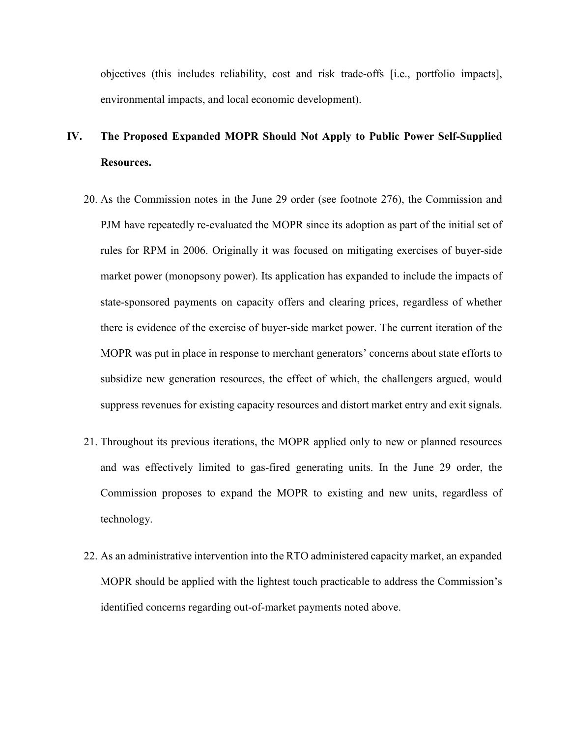objectives (this includes reliability, cost and risk trade-offs [i.e., portfolio impacts], environmental impacts, and local economic development).

## IV. The Proposed Expanded MOPR Should Not Apply to Public Power Self-Supplied Resources.

20. As the Commission notes in the June 29 order (see footnote 276), the Commission and PJM have repeatedly re-evaluated the MOPR since its adoption as part of the initial set of rules for RPM in 2006. Originally it was focused on mitigating exercises of buyer-side market power (monopsony power). Its application has expanded to include the impacts of state-sponsored payments on capacity offers and clearing prices, regardless of whether there is evidence of the exercise of buyer-side market power. The current iteration of the MOPR was put in place in response to merchant generators' concerns about state efforts to subsidize new generation resources, the effect of which, the challengers argued, would suppress revenues for existing capacity resources and distort market entry and exit signals.

21. Throughout its previous iterations, the MOPR applied only to new or planned resources and was effectively limited to gas-fired generating units. In the June 29 order, the Commission proposes to expand the MOPR to existing and new units, regardless of technology.

22. As an administrative intervention into the RTO administered capacity market, an expanded MOPR should be applied with the lightest touch practicable to address the Commission's identified concerns regarding out-of-market payments noted above.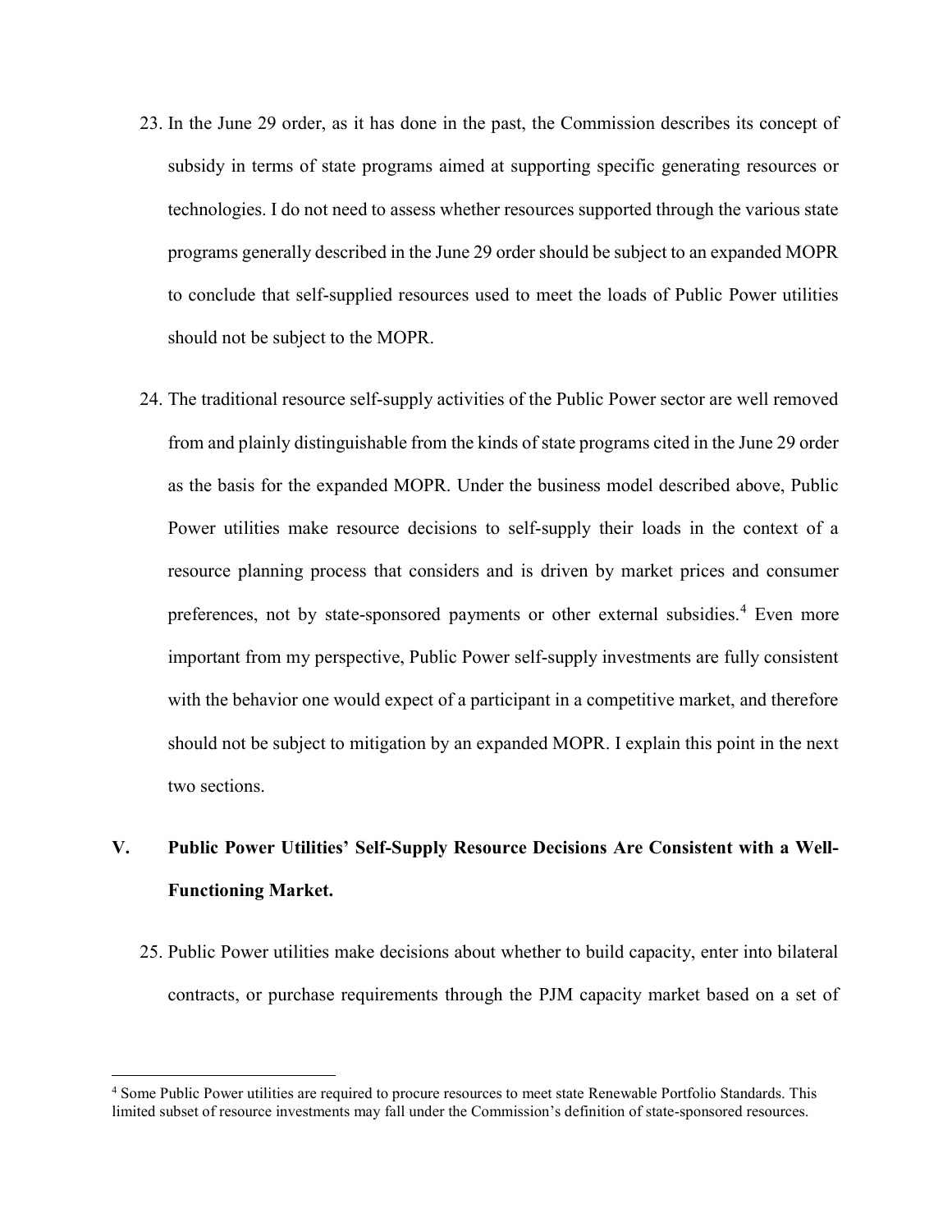23. In the June 29 order, as it has done in the past, the Commission describes its concept of subsidy in terms of state programs aimed at supporting specific generating resources or technologies. I do not need to assess whether resources supported through the various state programs generally described in the June 29 order should be subject to an expanded MOPR to conclude that self-supplied resources used to meet the loads of Public Power utilities should not be subject to the MOPR.

24. The traditional resource self-supply activities of the Public Power sector are well removed from and plainly distinguishable from the kinds of state programs cited in the June 29 order as the basis for the expanded MOPR. Under the business model described above, Public Power utilities make resource decisions to self-supply their loads in the context of a resource planning process that considers and is driven by market prices and consumer preferences, not by state-sponsored payments or other external subsidies.[4] Even more important from my perspective, Public Power self-supply investments are fully consistent with the behavior one would expect of a participant in a competitive market, and therefore should not be subject to mitigation by an expanded MOPR. I explain this point in the next two sections.

## V. Public Power Utilities' Self-Supply Resource Decisions Are Consistent with a Well-Functioning Market.

25. Public Power utilities make decisions about whether to build capacity, enter into bilateral contracts, or purchase requirements through the PJM capacity market based on a set of

---

[4] Some Public Power utilities are required to procure resources to meet state Renewable Portfolio Standards. This limited subset of resource investments may fall under the Commission's definition of state-sponsored resources.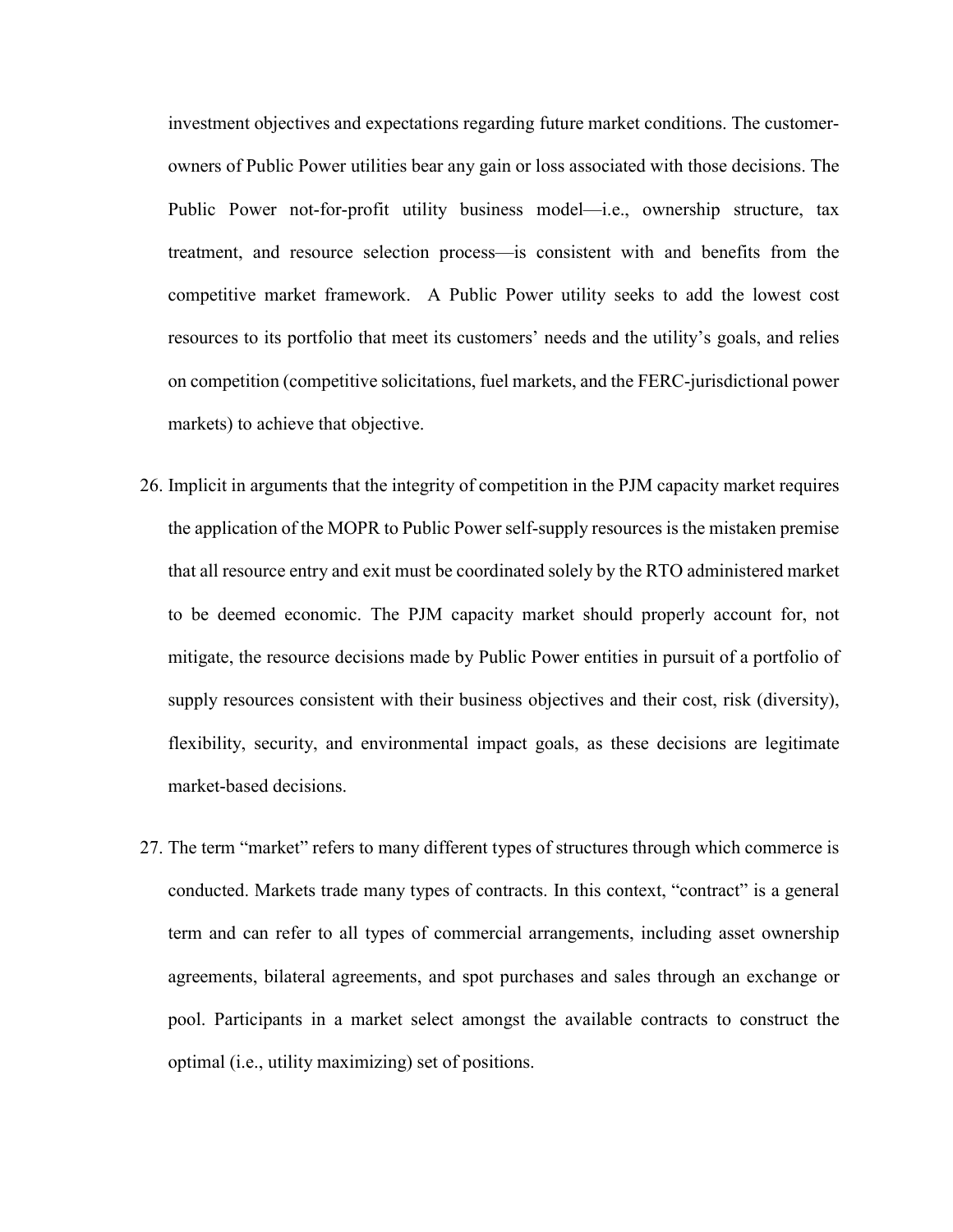investment objectives and expectations regarding future market conditions. The customer-owners of Public Power utilities bear any gain or loss associated with those decisions. The Public Power not-for-profit utility business model—i.e., ownership structure, tax treatment, and resource selection process—is consistent with and benefits from the competitive market framework. A Public Power utility seeks to add the lowest cost resources to its portfolio that meet its customers' needs and the utility's goals, and relies on competition (competitive solicitations, fuel markets, and the FERC-jurisdictional power markets) to achieve that objective.

26. Implicit in arguments that the integrity of competition in the PJM capacity market requires the application of the MOPR to Public Power self-supply resources is the mistaken premise that all resource entry and exit must be coordinated solely by the RTO administered market to be deemed economic. The PJM capacity market should properly account for, not mitigate, the resource decisions made by Public Power entities in pursuit of a portfolio of supply resources consistent with their business objectives and their cost, risk (diversity), flexibility, security, and environmental impact goals, as these decisions are legitimate market-based decisions.

27. The term "market" refers to many different types of structures through which commerce is conducted. Markets trade many types of contracts. In this context, "contract" is a general term and can refer to all types of commercial arrangements, including asset ownership agreements, bilateral agreements, and spot purchases and sales through an exchange or pool. Participants in a market select amongst the available contracts to construct the optimal (i.e., utility maximizing) set of positions.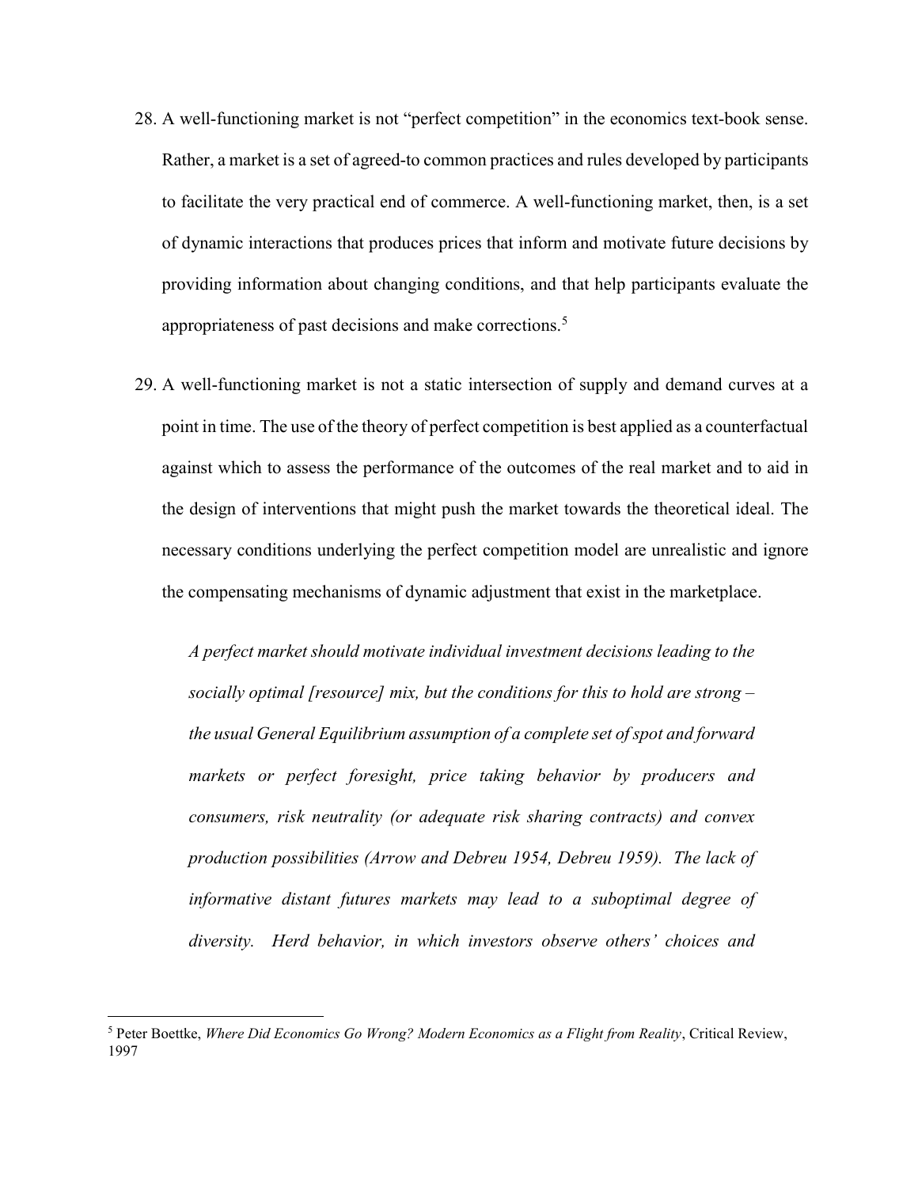28. A well-functioning market is not "perfect competition" in the economics text-book sense. Rather, a market is a set of agreed-to common practices and rules developed by participants to facilitate the very practical end of commerce. A well-functioning market, then, is a set of dynamic interactions that produces prices that inform and motivate future decisions by providing information about changing conditions, and that help participants evaluate the appropriateness of past decisions and make corrections.[5]

29. A well-functioning market is not a static intersection of supply and demand curves at a point in time. The use of the theory of perfect competition is best applied as a counterfactual against which to assess the performance of the outcomes of the real market and to aid in the design of interventions that might push the market towards the theoretical ideal. The necessary conditions underlying the perfect competition model are unrealistic and ignore the compensating mechanisms of dynamic adjustment that exist in the marketplace.

> *A perfect market should motivate individual investment decisions leading to the socially optimal [resource] mix, but the conditions for this to hold are strong – the usual General Equilibrium assumption of a complete set of spot and forward markets or perfect foresight, price taking behavior by producers and consumers, risk neutrality (or adequate risk sharing contracts) and convex production possibilities (Arrow and Debreu 1954, Debreu 1959). The lack of informative distant futures markets may lead to a suboptimal degree of diversity. Herd behavior, in which investors observe others' choices and*

[5] Peter Boettke, *Where Did Economics Go Wrong? Modern Economics as a Flight from Reality*, Critical Review, 1997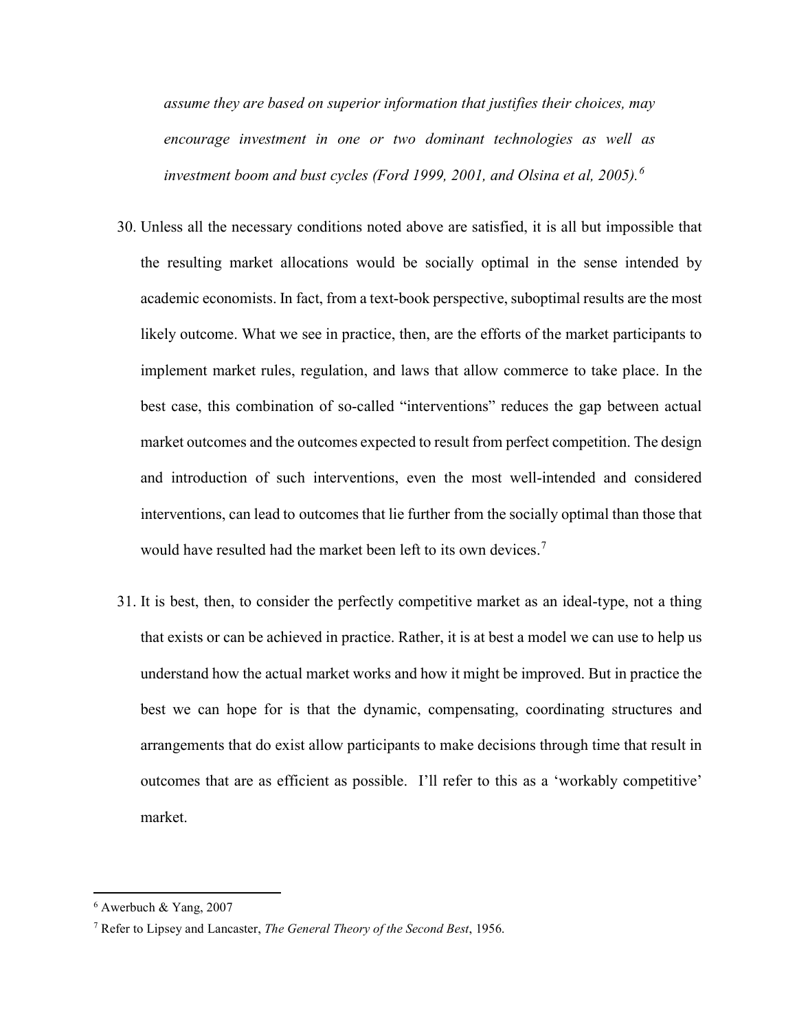*assume they are based on superior information that justifies their choices, may encourage investment in one or two dominant technologies as well as investment boom and bust cycles (Ford 1999, 2001, and Olsina et al, 2005).*[6]

30. Unless all the necessary conditions noted above are satisfied, it is all but impossible that the resulting market allocations would be socially optimal in the sense intended by academic economists. In fact, from a text-book perspective, suboptimal results are the most likely outcome. What we see in practice, then, are the efforts of the market participants to implement market rules, regulation, and laws that allow commerce to take place. In the best case, this combination of so-called "interventions" reduces the gap between actual market outcomes and the outcomes expected to result from perfect competition. The design and introduction of such interventions, even the most well-intended and considered interventions, can lead to outcomes that lie further from the socially optimal than those that would have resulted had the market been left to its own devices.[7]

31. It is best, then, to consider the perfectly competitive market as an ideal-type, not a thing that exists or can be achieved in practice. Rather, it is at best a model we can use to help us understand how the actual market works and how it might be improved. But in practice the best we can hope for is that the dynamic, compensating, coordinating structures and arrangements that do exist allow participants to make decisions through time that result in outcomes that are as efficient as possible. I'll refer to this as a 'workably competitive' market.

---

[6] Awerbuch & Yang, 2007

[7] Refer to Lipsey and Lancaster, *The General Theory of the Second Best*, 1956.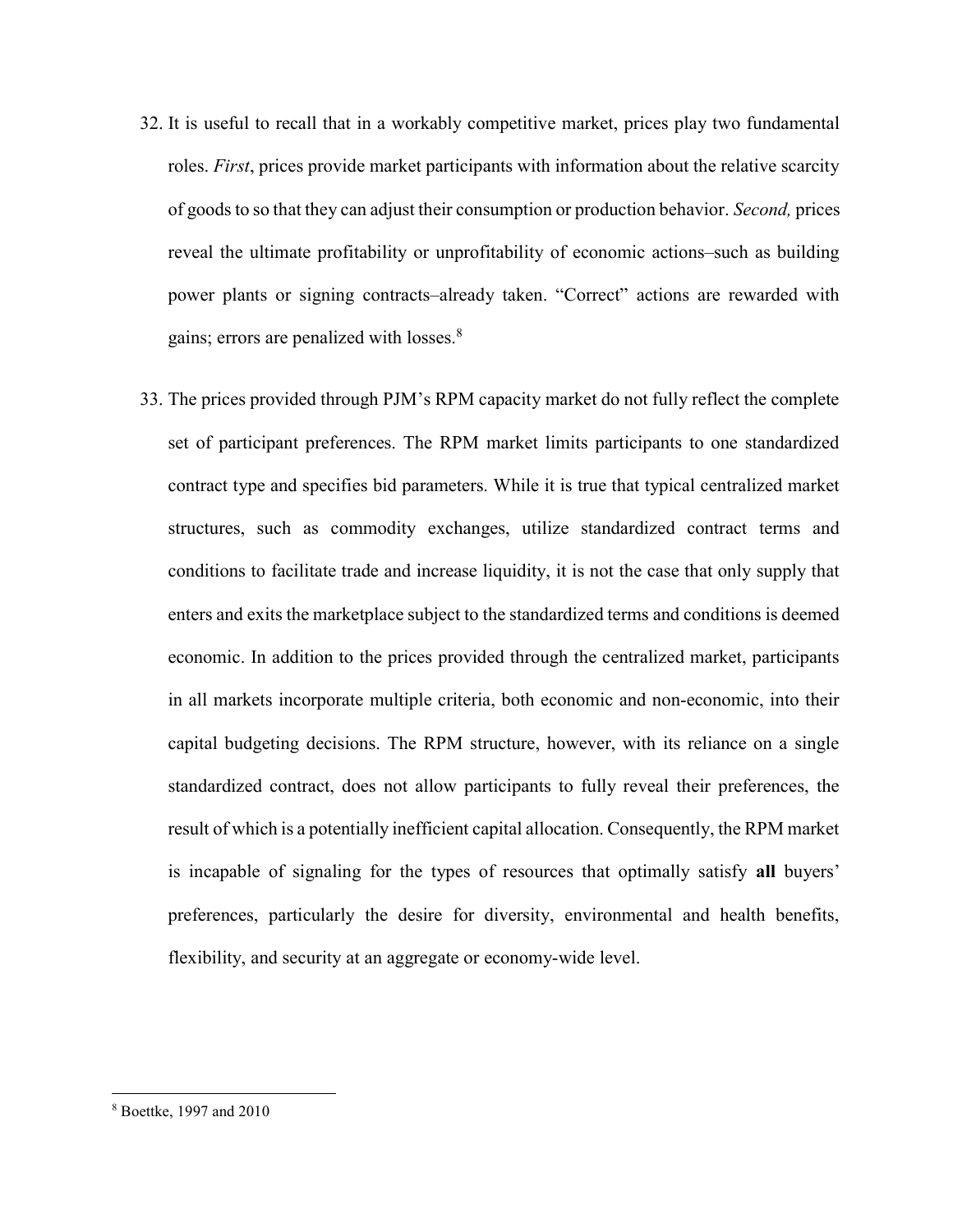32. It is useful to recall that in a workably competitive market, prices play two fundamental roles. *First*, prices provide market participants with information about the relative scarcity of goods to so that they can adjust their consumption or production behavior. *Second,* prices reveal the ultimate profitability or unprofitability of economic actions–such as building power plants or signing contracts–already taken. "Correct" actions are rewarded with gains; errors are penalized with losses.[8]

33. The prices provided through PJM's RPM capacity market do not fully reflect the complete set of participant preferences. The RPM market limits participants to one standardized contract type and specifies bid parameters. While it is true that typical centralized market structures, such as commodity exchanges, utilize standardized contract terms and conditions to facilitate trade and increase liquidity, it is not the case that only supply that enters and exits the marketplace subject to the standardized terms and conditions is deemed economic. In addition to the prices provided through the centralized market, participants in all markets incorporate multiple criteria, both economic and non-economic, into their capital budgeting decisions. The RPM structure, however, with its reliance on a single standardized contract, does not allow participants to fully reveal their preferences, the result of which is a potentially inefficient capital allocation. Consequently, the RPM market is incapable of signaling for the types of resources that optimally satisfy **all** buyers' preferences, particularly the desire for diversity, environmental and health benefits, flexibility, and security at an aggregate or economy-wide level.

---

[8] Boettke, 1997 and 2010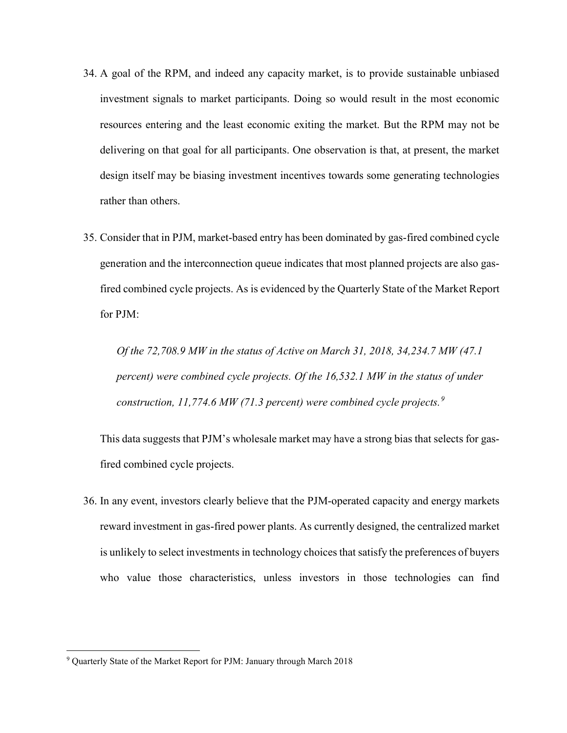34. A goal of the RPM, and indeed any capacity market, is to provide sustainable unbiased investment signals to market participants. Doing so would result in the most economic resources entering and the least economic exiting the market. But the RPM may not be delivering on that goal for all participants. One observation is that, at present, the market design itself may be biasing investment incentives towards some generating technologies rather than others.

35. Consider that in PJM, market-based entry has been dominated by gas-fired combined cycle generation and the interconnection queue indicates that most planned projects are also gas-fired combined cycle projects. As is evidenced by the Quarterly State of the Market Report for PJM:

    *Of the 72,708.9 MW in the status of Active on March 31, 2018, 34,234.7 MW (47.1 percent) were combined cycle projects. Of the 16,532.1 MW in the status of under construction, 11,774.6 MW (71.3 percent) were combined cycle projects.*[9]

    This data suggests that PJM's wholesale market may have a strong bias that selects for gas-fired combined cycle projects.

36. In any event, investors clearly believe that the PJM-operated capacity and energy markets reward investment in gas-fired power plants. As currently designed, the centralized market is unlikely to select investments in technology choices that satisfy the preferences of buyers who value those characteristics, unless investors in those technologies can find

[9] Quarterly State of the Market Report for PJM: January through March 2018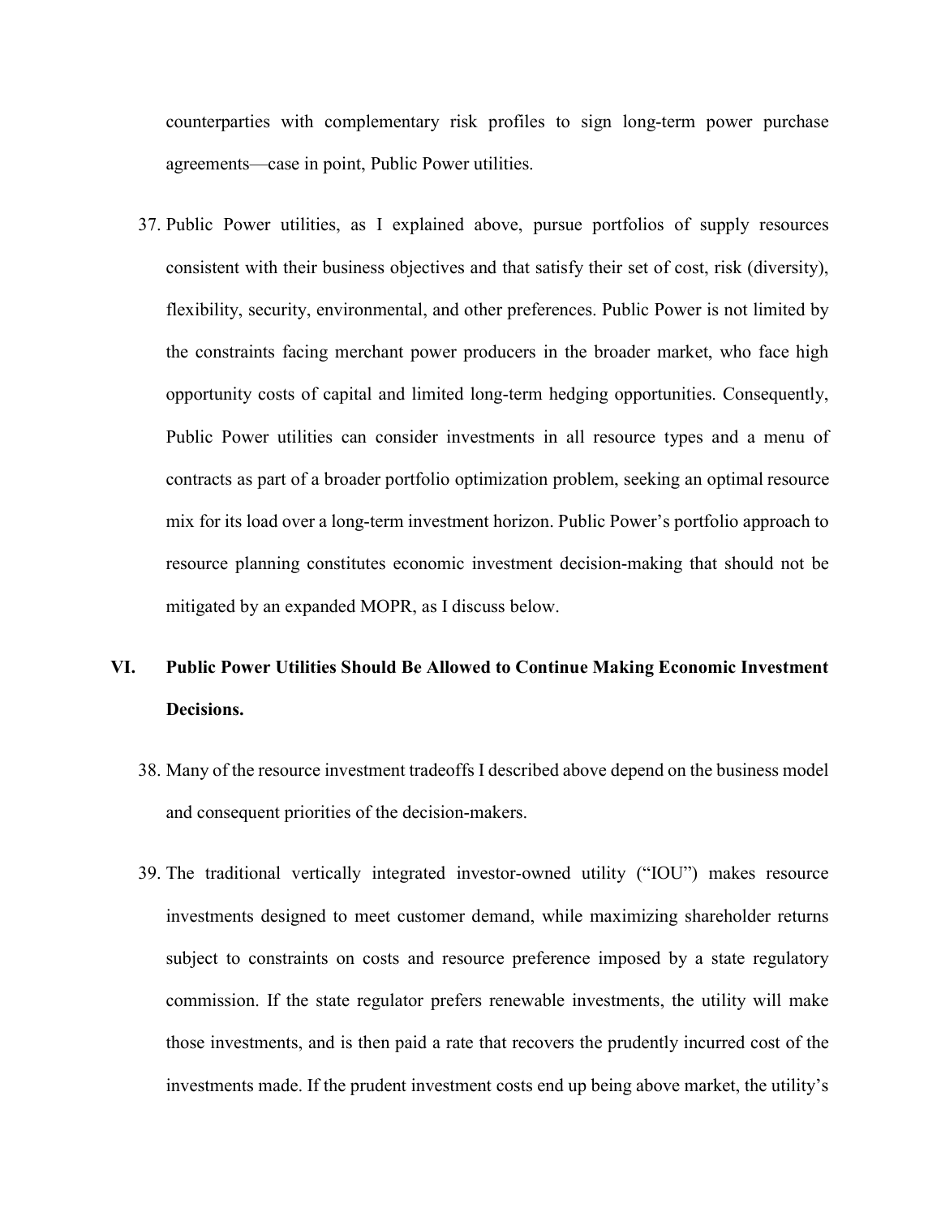counterparties with complementary risk profiles to sign long-term power purchase agreements—case in point, Public Power utilities.

37. Public Power utilities, as I explained above, pursue portfolios of supply resources consistent with their business objectives and that satisfy their set of cost, risk (diversity), flexibility, security, environmental, and other preferences. Public Power is not limited by the constraints facing merchant power producers in the broader market, who face high opportunity costs of capital and limited long-term hedging opportunities. Consequently, Public Power utilities can consider investments in all resource types and a menu of contracts as part of a broader portfolio optimization problem, seeking an optimal resource mix for its load over a long-term investment horizon. Public Power's portfolio approach to resource planning constitutes economic investment decision-making that should not be mitigated by an expanded MOPR, as I discuss below.

## VI. Public Power Utilities Should Be Allowed to Continue Making Economic Investment Decisions.

38. Many of the resource investment tradeoffs I described above depend on the business model and consequent priorities of the decision-makers.

39. The traditional vertically integrated investor-owned utility ("IOU") makes resource investments designed to meet customer demand, while maximizing shareholder returns subject to constraints on costs and resource preference imposed by a state regulatory commission. If the state regulator prefers renewable investments, the utility will make those investments, and is then paid a rate that recovers the prudently incurred cost of the investments made. If the prudent investment costs end up being above market, the utility's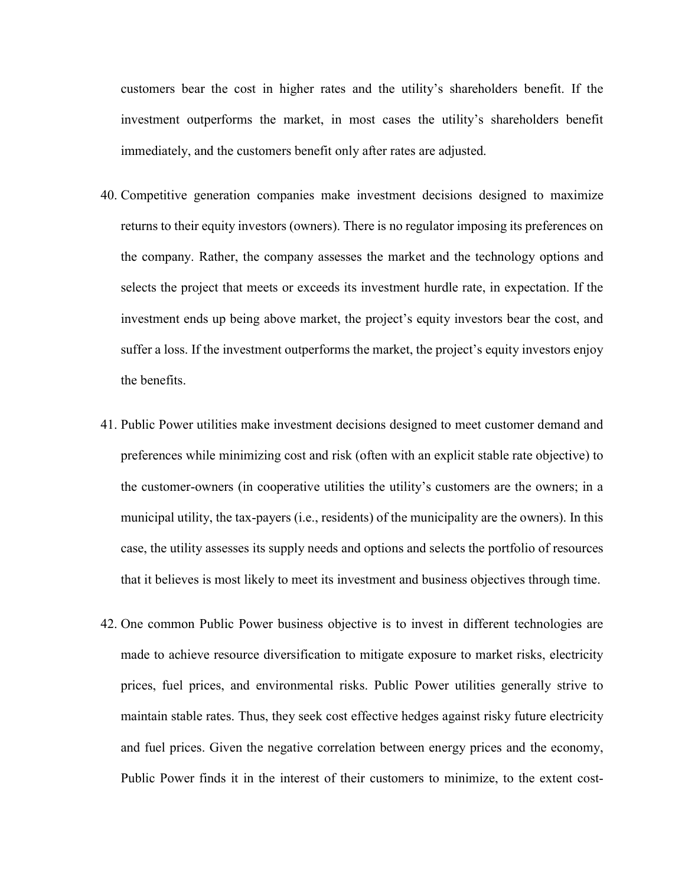customers bear the cost in higher rates and the utility's shareholders benefit. If the investment outperforms the market, in most cases the utility's shareholders benefit immediately, and the customers benefit only after rates are adjusted.

40. Competitive generation companies make investment decisions designed to maximize returns to their equity investors (owners). There is no regulator imposing its preferences on the company. Rather, the company assesses the market and the technology options and selects the project that meets or exceeds its investment hurdle rate, in expectation. If the investment ends up being above market, the project's equity investors bear the cost, and suffer a loss. If the investment outperforms the market, the project's equity investors enjoy the benefits.

41. Public Power utilities make investment decisions designed to meet customer demand and preferences while minimizing cost and risk (often with an explicit stable rate objective) to the customer-owners (in cooperative utilities the utility's customers are the owners; in a municipal utility, the tax-payers (i.e., residents) of the municipality are the owners). In this case, the utility assesses its supply needs and options and selects the portfolio of resources that it believes is most likely to meet its investment and business objectives through time.

42. One common Public Power business objective is to invest in different technologies are made to achieve resource diversification to mitigate exposure to market risks, electricity prices, fuel prices, and environmental risks. Public Power utilities generally strive to maintain stable rates. Thus, they seek cost effective hedges against risky future electricity and fuel prices. Given the negative correlation between energy prices and the economy, Public Power finds it in the interest of their customers to minimize, to the extent cost-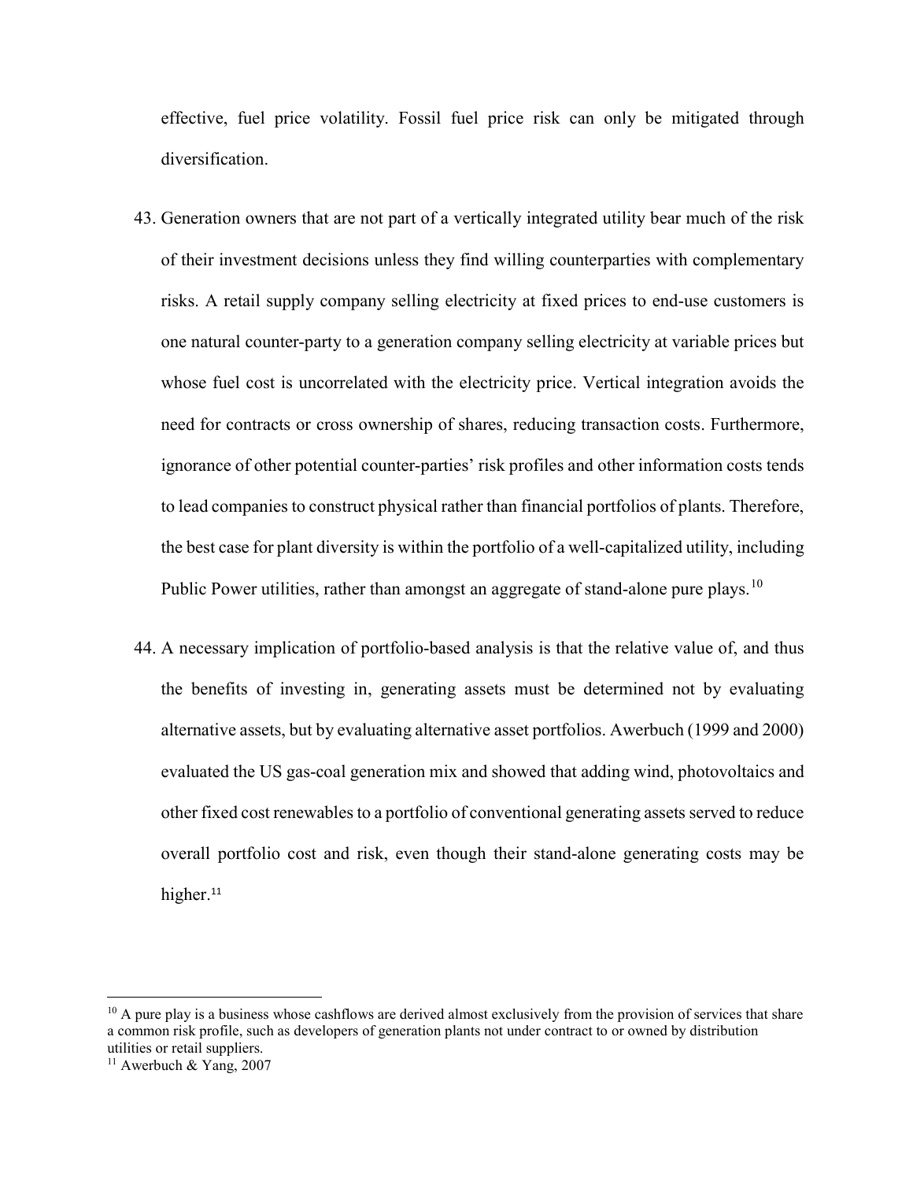effective, fuel price volatility. Fossil fuel price risk can only be mitigated through diversification.

43. Generation owners that are not part of a vertically integrated utility bear much of the risk of their investment decisions unless they find willing counterparties with complementary risks. A retail supply company selling electricity at fixed prices to end-use customers is one natural counter-party to a generation company selling electricity at variable prices but whose fuel cost is uncorrelated with the electricity price. Vertical integration avoids the need for contracts or cross ownership of shares, reducing transaction costs. Furthermore, ignorance of other potential counter-parties' risk profiles and other information costs tends to lead companies to construct physical rather than financial portfolios of plants. Therefore, the best case for plant diversity is within the portfolio of a well-capitalized utility, including Public Power utilities, rather than amongst an aggregate of stand-alone pure plays.[10]

44. A necessary implication of portfolio-based analysis is that the relative value of, and thus the benefits of investing in, generating assets must be determined not by evaluating alternative assets, but by evaluating alternative asset portfolios. Awerbuch (1999 and 2000) evaluated the US gas-coal generation mix and showed that adding wind, photovoltaics and other fixed cost renewables to a portfolio of conventional generating assets served to reduce overall portfolio cost and risk, even though their stand-alone generating costs may be higher.[11]

---

[10] A pure play is a business whose cashflows are derived almost exclusively from the provision of services that share a common risk profile, such as developers of generation plants not under contract to or owned by distribution utilities or retail suppliers.

[11] Awerbuch & Yang, 2007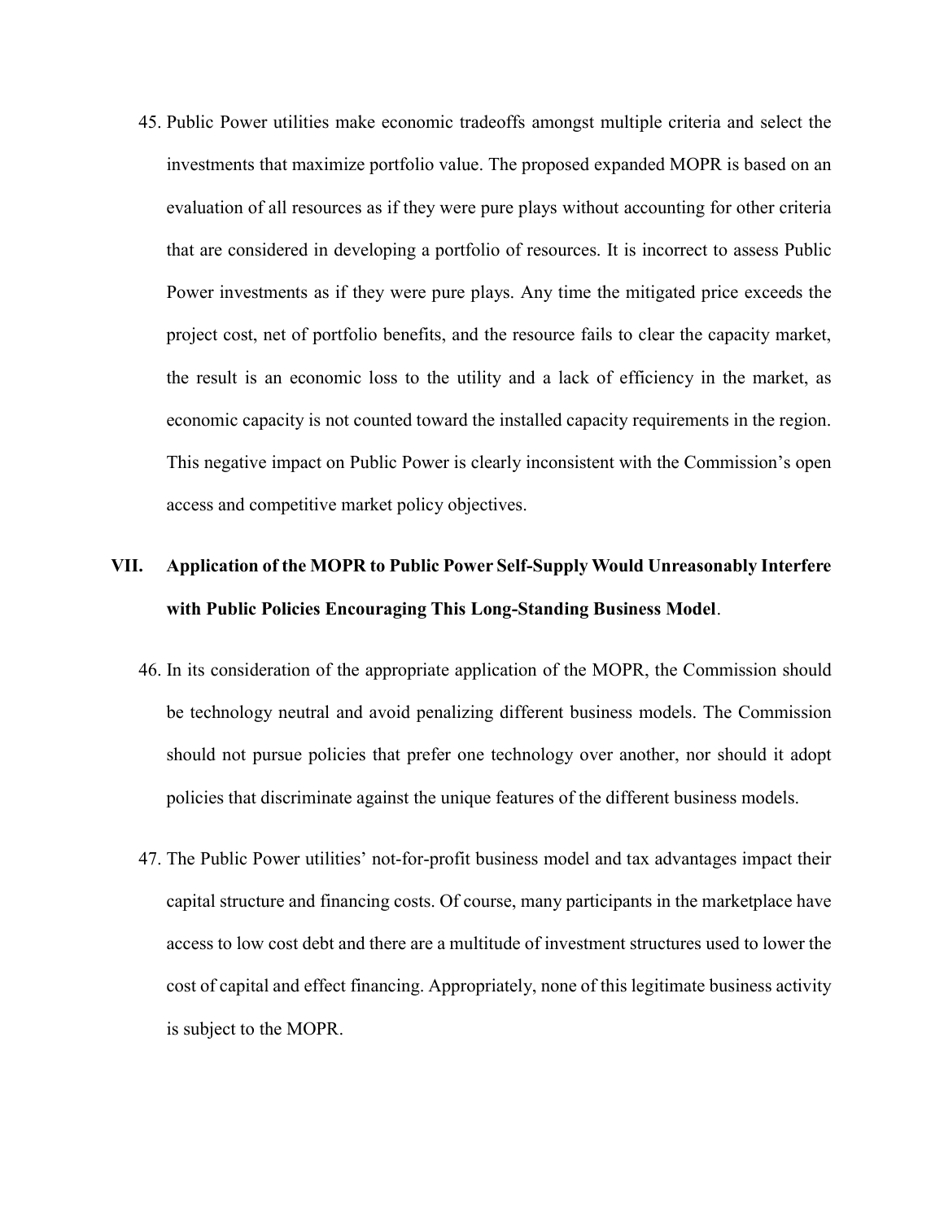45. Public Power utilities make economic tradeoffs amongst multiple criteria and select the investments that maximize portfolio value. The proposed expanded MOPR is based on an evaluation of all resources as if they were pure plays without accounting for other criteria that are considered in developing a portfolio of resources. It is incorrect to assess Public Power investments as if they were pure plays. Any time the mitigated price exceeds the project cost, net of portfolio benefits, and the resource fails to clear the capacity market, the result is an economic loss to the utility and a lack of efficiency in the market, as economic capacity is not counted toward the installed capacity requirements in the region. This negative impact on Public Power is clearly inconsistent with the Commission's open access and competitive market policy objectives.

## VII. Application of the MOPR to Public Power Self-Supply Would Unreasonably Interfere with Public Policies Encouraging This Long-Standing Business Model.

46. In its consideration of the appropriate application of the MOPR, the Commission should be technology neutral and avoid penalizing different business models. The Commission should not pursue policies that prefer one technology over another, nor should it adopt policies that discriminate against the unique features of the different business models.

47. The Public Power utilities' not-for-profit business model and tax advantages impact their capital structure and financing costs. Of course, many participants in the marketplace have access to low cost debt and there are a multitude of investment structures used to lower the cost of capital and effect financing. Appropriately, none of this legitimate business activity is subject to the MOPR.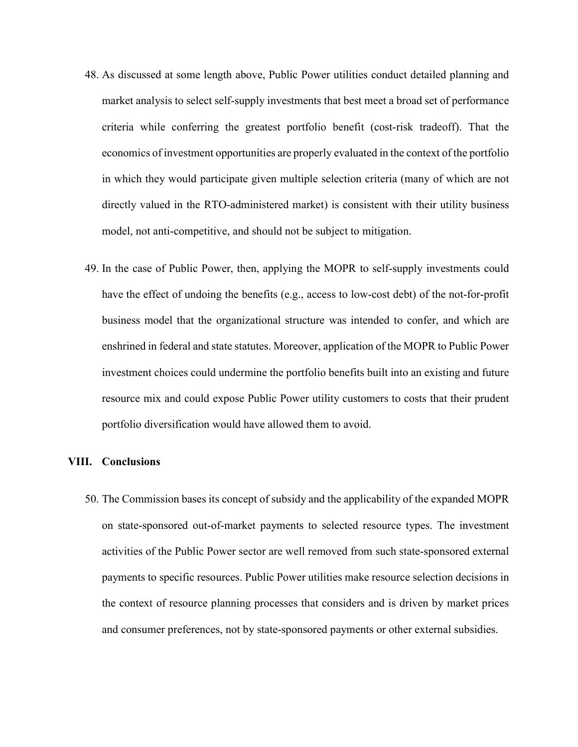48. As discussed at some length above, Public Power utilities conduct detailed planning and market analysis to select self-supply investments that best meet a broad set of performance criteria while conferring the greatest portfolio benefit (cost-risk tradeoff). That the economics of investment opportunities are properly evaluated in the context of the portfolio in which they would participate given multiple selection criteria (many of which are not directly valued in the RTO-administered market) is consistent with their utility business model, not anti-competitive, and should not be subject to mitigation.

49. In the case of Public Power, then, applying the MOPR to self-supply investments could have the effect of undoing the benefits (e.g., access to low-cost debt) of the not-for-profit business model that the organizational structure was intended to confer, and which are enshrined in federal and state statutes. Moreover, application of the MOPR to Public Power investment choices could undermine the portfolio benefits built into an existing and future resource mix and could expose Public Power utility customers to costs that their prudent portfolio diversification would have allowed them to avoid.

## VIII. Conclusions

50. The Commission bases its concept of subsidy and the applicability of the expanded MOPR on state-sponsored out-of-market payments to selected resource types. The investment activities of the Public Power sector are well removed from such state-sponsored external payments to specific resources. Public Power utilities make resource selection decisions in the context of resource planning processes that considers and is driven by market prices and consumer preferences, not by state-sponsored payments or other external subsidies.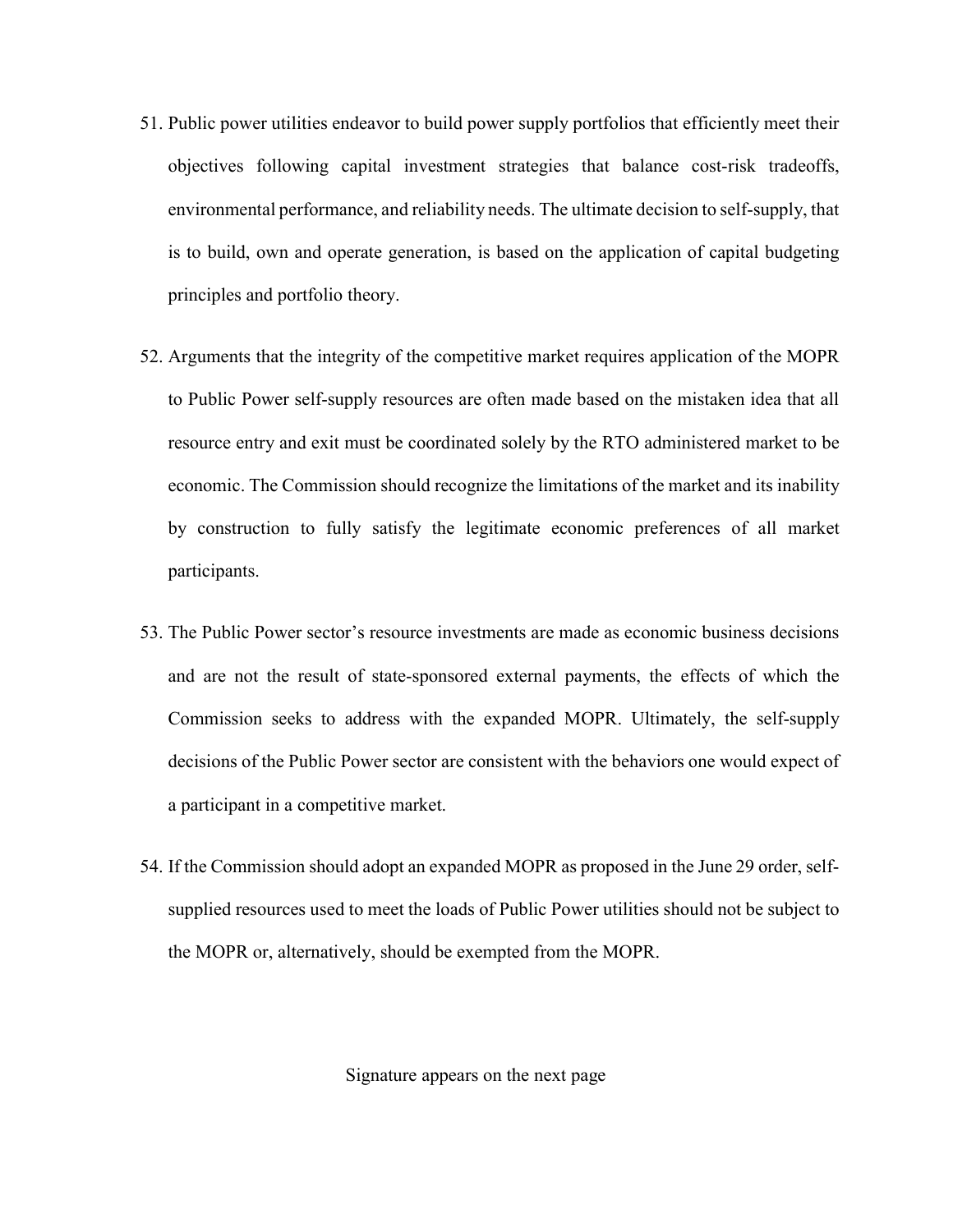51. Public power utilities endeavor to build power supply portfolios that efficiently meet their objectives following capital investment strategies that balance cost-risk tradeoffs, environmental performance, and reliability needs. The ultimate decision to self-supply, that is to build, own and operate generation, is based on the application of capital budgeting principles and portfolio theory.

52. Arguments that the integrity of the competitive market requires application of the MOPR to Public Power self-supply resources are often made based on the mistaken idea that all resource entry and exit must be coordinated solely by the RTO administered market to be economic. The Commission should recognize the limitations of the market and its inability by construction to fully satisfy the legitimate economic preferences of all market participants.

53. The Public Power sector's resource investments are made as economic business decisions and are not the result of state-sponsored external payments, the effects of which the Commission seeks to address with the expanded MOPR. Ultimately, the self-supply decisions of the Public Power sector are consistent with the behaviors one would expect of a participant in a competitive market.

54. If the Commission should adopt an expanded MOPR as proposed in the June 29 order, self-supplied resources used to meet the loads of Public Power utilities should not be subject to the MOPR or, alternatively, should be exempted from the MOPR.

Signature appears on the next page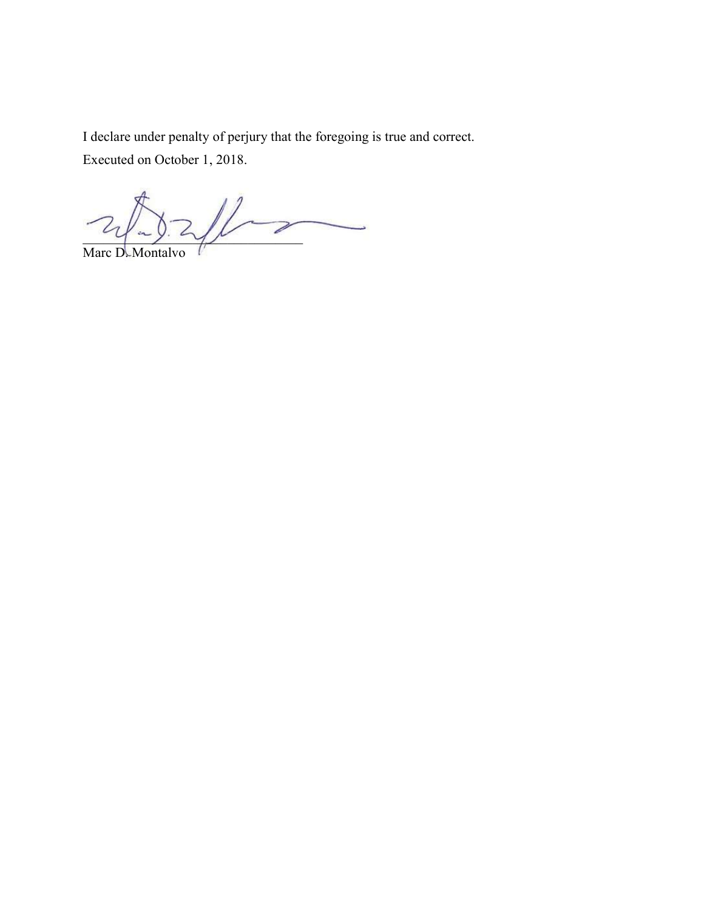I declare under penalty of perjury that the foregoing is true and correct.

Executed on October 1, 2018.

\_\_\_\_\_\_\_\_\_\_\_\_\_\_\_\_\_\_\_\_\_\_\_\_\_\_\_\_\_\_

Marc D. Montalvo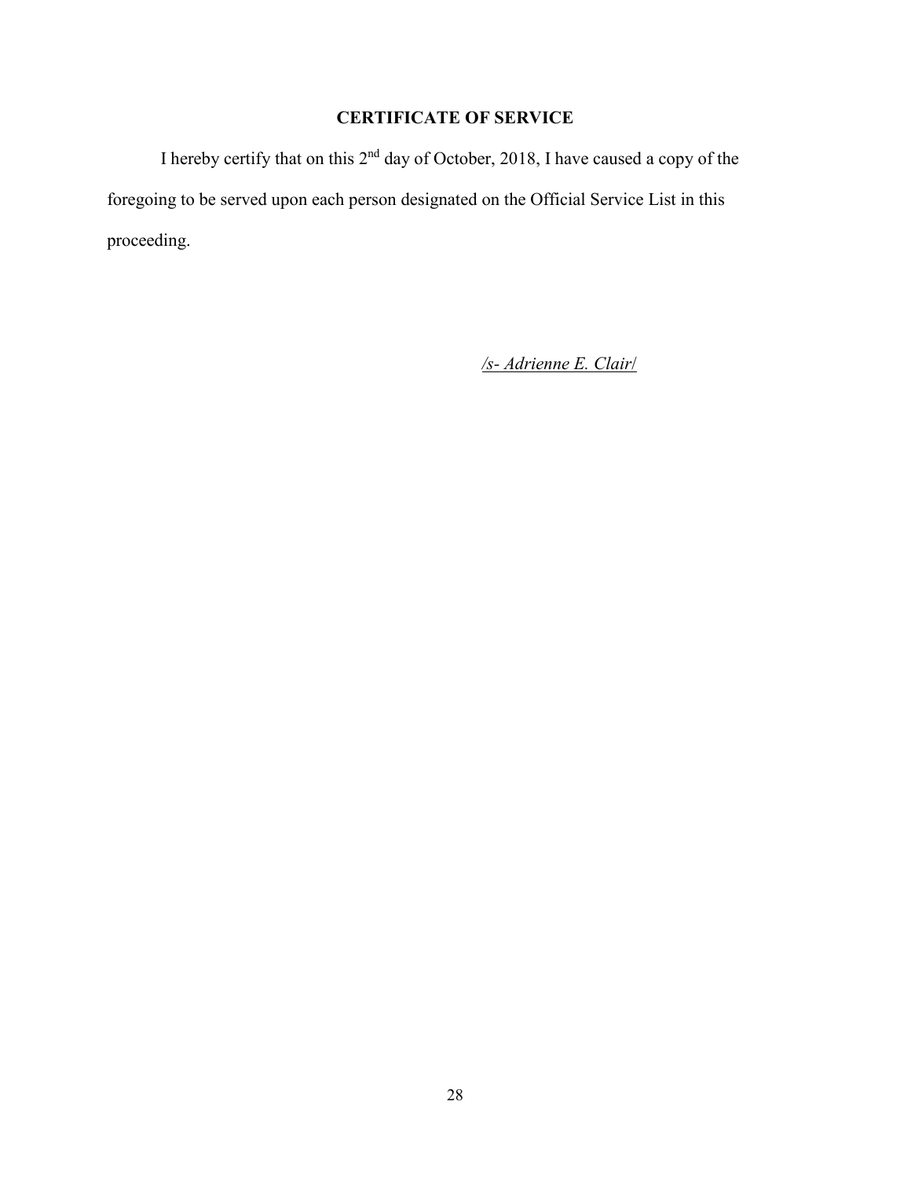## CERTIFICATE OF SERVICE

I hereby certify that on this 2nd day of October, 2018, I have caused a copy of the foregoing to be served upon each person designated on the Official Service List in this proceeding.

*/s- Adrienne E. Clair/*